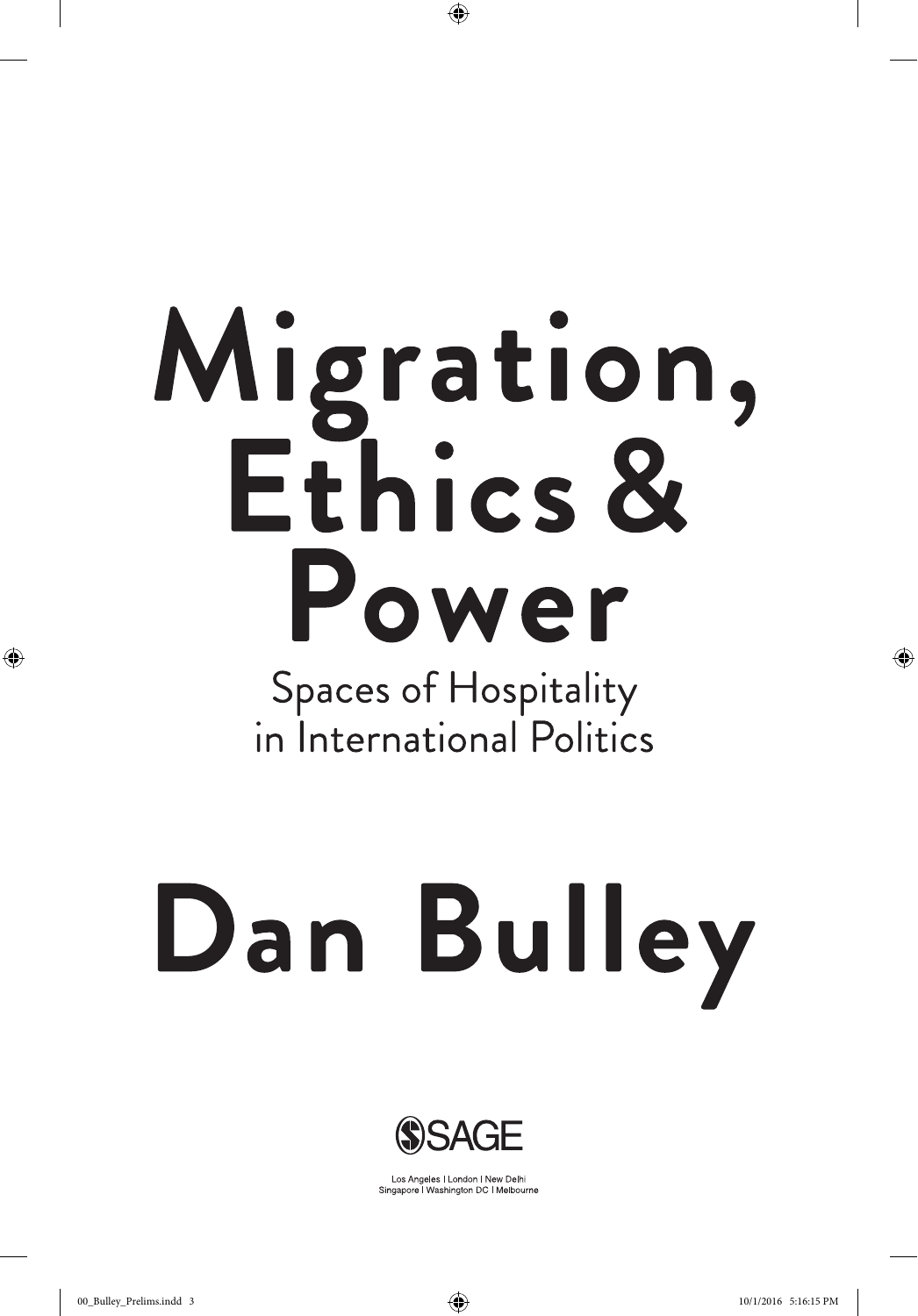# Migration, Ethics & Power

## Spaces of Hospitality in International Politics

# Dan Bulley

SAGE

Los Angeles | London | New Delhi
Singapore | Washington DC | Melbourne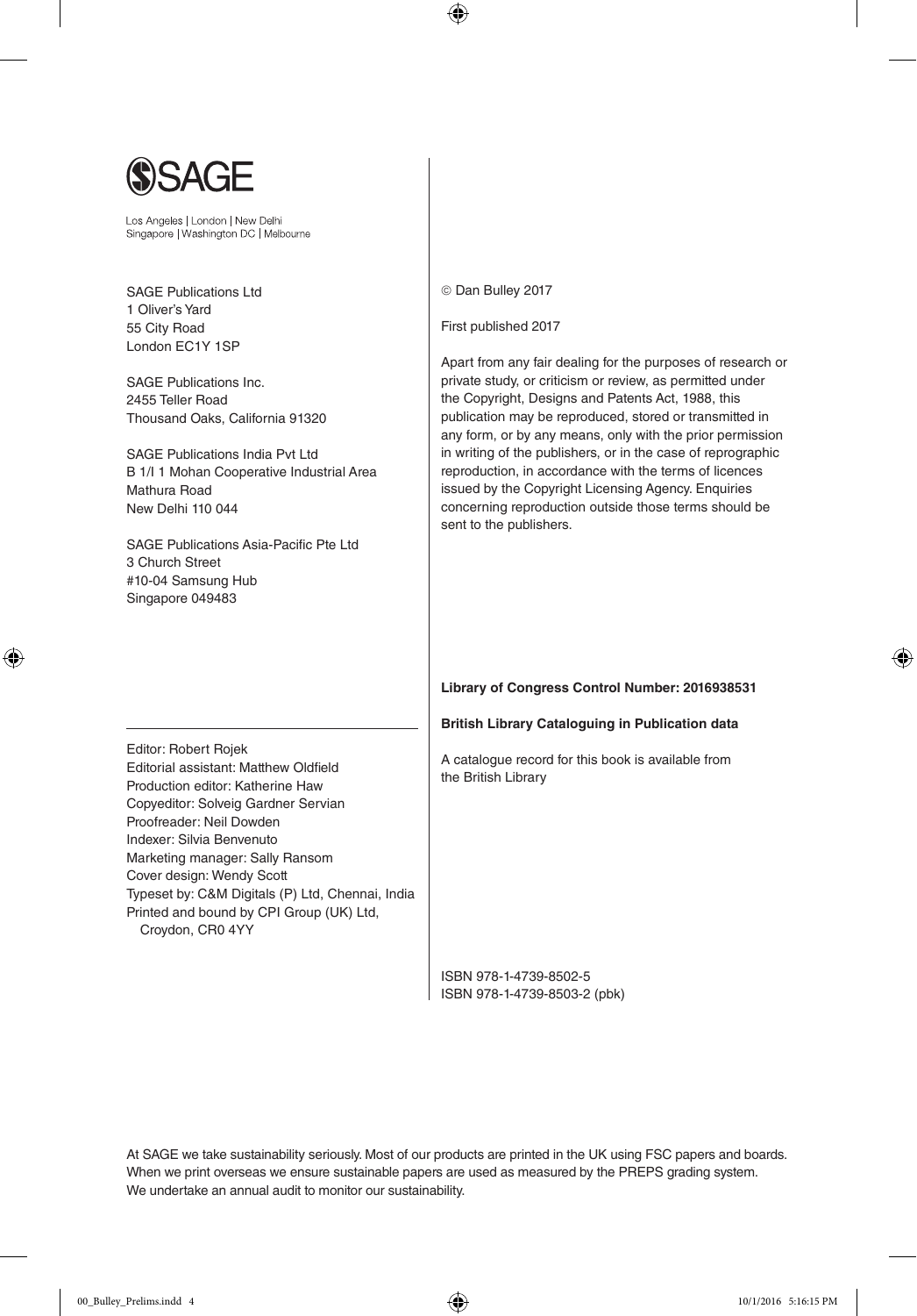SAGE

Los Angeles | London | New Delhi
Singapore | Washington DC | Melbourne

SAGE Publications Ltd
1 Oliver's Yard
55 City Road
London EC1Y 1SP

SAGE Publications Inc.
2455 Teller Road
Thousand Oaks, California 91320

SAGE Publications India Pvt Ltd
B 1/I 1 Mohan Cooperative Industrial Area
Mathura Road
New Delhi 110 044

SAGE Publications Asia-Pacific Pte Ltd
3 Church Street
#10-04 Samsung Hub
Singapore 049483

---

Editor: Robert Rojek
Editorial assistant: Matthew Oldfield
Production editor: Katherine Haw
Copyeditor: Solveig Gardner Servian
Proofreader: Neil Dowden
Indexer: Silvia Benvenuto
Marketing manager: Sally Ransom
Cover design: Wendy Scott
Typeset by: C&M Digitals (P) Ltd, Chennai, India
Printed and bound by CPI Group (UK) Ltd,
Croydon, CR0 4YY

© Dan Bulley 2017

First published 2017

Apart from any fair dealing for the purposes of research or private study, or criticism or review, as permitted under the Copyright, Designs and Patents Act, 1988, this publication may be reproduced, stored or transmitted in any form, or by any means, only with the prior permission in writing of the publishers, or in the case of reprographic reproduction, in accordance with the terms of licences issued by the Copyright Licensing Agency. Enquiries concerning reproduction outside those terms should be sent to the publishers.

**Library of Congress Control Number: 2016938531**

**British Library Cataloguing in Publication data**

A catalogue record for this book is available from the British Library

ISBN 978-1-4739-8502-5
ISBN 978-1-4739-8503-2 (pbk)

At SAGE we take sustainability seriously. Most of our products are printed in the UK using FSC papers and boards. When we print overseas we ensure sustainable papers are used as measured by the PREPS grading system. We undertake an annual audit to monitor our sustainability.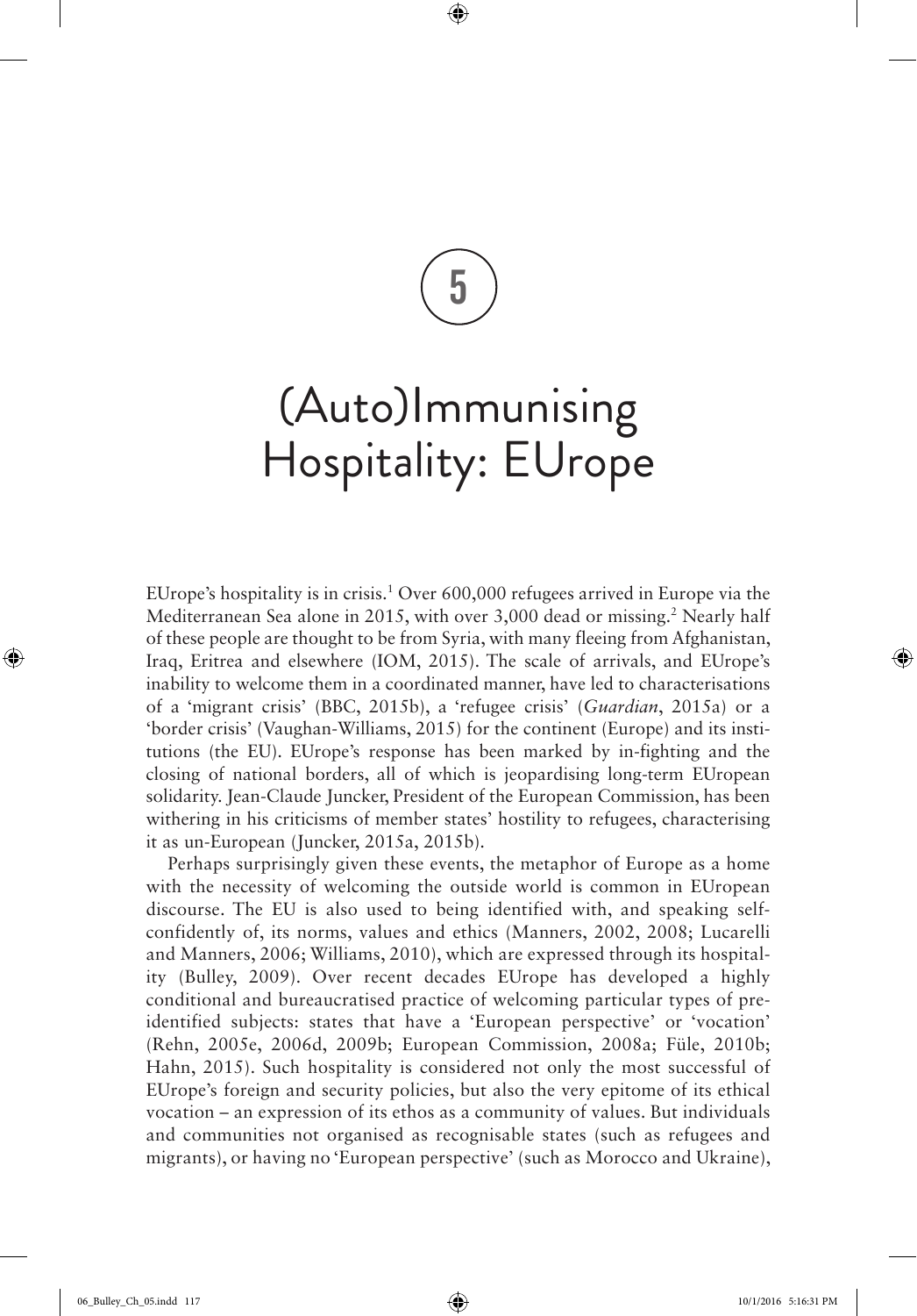# 5

# (Auto)Immunising Hospitality: EUrope

EUrope's hospitality is in crisis.[1] Over 600,000 refugees arrived in Europe via the Mediterranean Sea alone in 2015, with over 3,000 dead or missing.[2] Nearly half of these people are thought to be from Syria, with many fleeing from Afghanistan, Iraq, Eritrea and elsewhere (IOM, 2015). The scale of arrivals, and EUrope's inability to welcome them in a coordinated manner, have led to characterisations of a 'migrant crisis' (BBC, 2015b), a 'refugee crisis' (*Guardian*, 2015a) or a 'border crisis' (Vaughan-Williams, 2015) for the continent (Europe) and its institutions (the EU). EUrope's response has been marked by in-fighting and the closing of national borders, all of which is jeopardising long-term EUropean solidarity. Jean-Claude Juncker, President of the European Commission, has been withering in his criticisms of member states' hostility to refugees, characterising it as un-European (Juncker, 2015a, 2015b).

Perhaps surprisingly given these events, the metaphor of Europe as a home with the necessity of welcoming the outside world is common in EUropean discourse. The EU is also used to being identified with, and speaking self-confidently of, its norms, values and ethics (Manners, 2002, 2008; Lucarelli and Manners, 2006; Williams, 2010), which are expressed through its hospitality (Bulley, 2009). Over recent decades EUrope has developed a highly conditional and bureaucratised practice of welcoming particular types of pre-identified subjects: states that have a 'European perspective' or 'vocation' (Rehn, 2005e, 2006d, 2009b; European Commission, 2008a; Füle, 2010b; Hahn, 2015). Such hospitality is considered not only the most successful of EUrope's foreign and security policies, but also the very epitome of its ethical vocation – an expression of its ethos as a community of values. But individuals and communities not organised as recognisable states (such as refugees and migrants), or having no 'European perspective' (such as Morocco and Ukraine),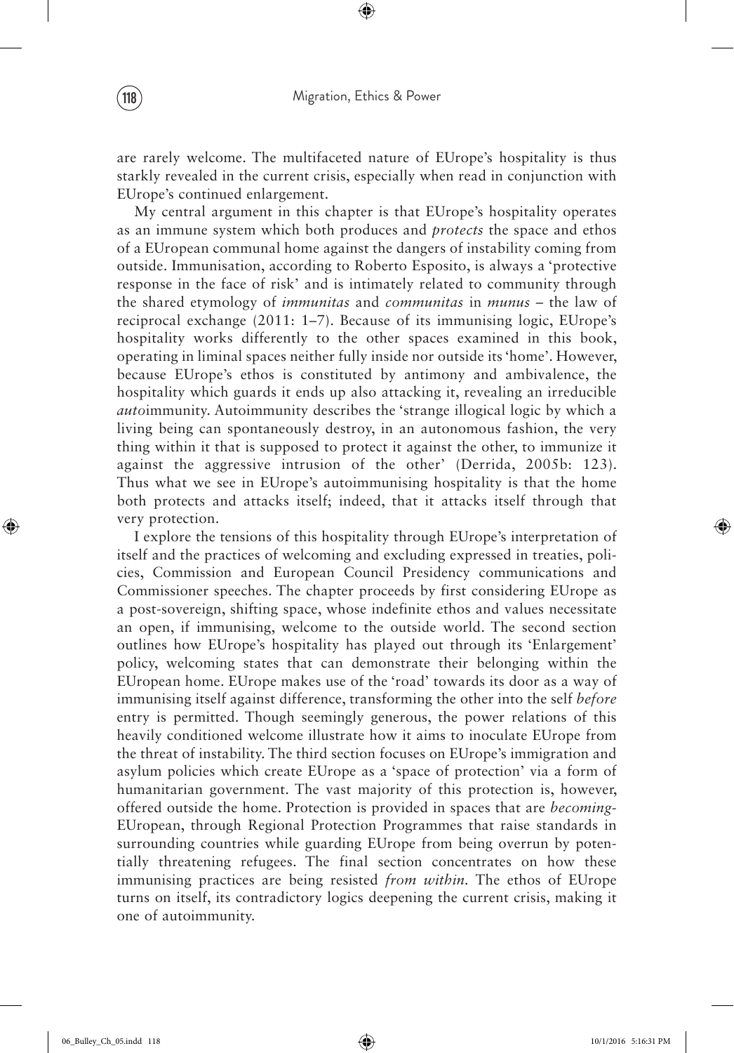are rarely welcome. The multifaceted nature of EUrope's hospitality is thus starkly revealed in the current crisis, especially when read in conjunction with EUrope's continued enlargement.

My central argument in this chapter is that EUrope's hospitality operates as an immune system which both produces and *protects* the space and ethos of a EUropean communal home against the dangers of instability coming from outside. Immunisation, according to Roberto Esposito, is always a 'protective response in the face of risk' and is intimately related to community through the shared etymology of *immunitas* and *communitas* in *munus* – the law of reciprocal exchange (2011: 1–7). Because of its immunising logic, EUrope's hospitality works differently to the other spaces examined in this book, operating in liminal spaces neither fully inside nor outside its 'home'. However, because EUrope's ethos is constituted by antimony and ambivalence, the hospitality which guards it ends up also attacking it, revealing an irreducible *auto*immunity. Autoimmunity describes the 'strange illogical logic by which a living being can spontaneously destroy, in an autonomous fashion, the very thing within it that is supposed to protect it against the other, to immunize it against the aggressive intrusion of the other' (Derrida, 2005b: 123). Thus what we see in EUrope's autoimmunising hospitality is that the home both protects and attacks itself; indeed, that it attacks itself through that very protection.

I explore the tensions of this hospitality through EUrope's interpretation of itself and the practices of welcoming and excluding expressed in treaties, policies, Commission and European Council Presidency communications and Commissioner speeches. The chapter proceeds by first considering EUrope as a post-sovereign, shifting space, whose indefinite ethos and values necessitate an open, if immunising, welcome to the outside world. The second section outlines how EUrope's hospitality has played out through its 'Enlargement' policy, welcoming states that can demonstrate their belonging within the EUropean home. EUrope makes use of the 'road' towards its door as a way of immunising itself against difference, transforming the other into the self *before* entry is permitted. Though seemingly generous, the power relations of this heavily conditioned welcome illustrate how it aims to inoculate EUrope from the threat of instability. The third section focuses on EUrope's immigration and asylum policies which create EUrope as a 'space of protection' via a form of humanitarian government. The vast majority of this protection is, however, offered outside the home. Protection is provided in spaces that are *becoming*-EUropean, through Regional Protection Programmes that raise standards in surrounding countries while guarding EUrope from being overrun by potentially threatening refugees. The final section concentrates on how these immunising practices are being resisted *from within*. The ethos of EUrope turns on itself, its contradictory logics deepening the current crisis, making it one of autoimmunity.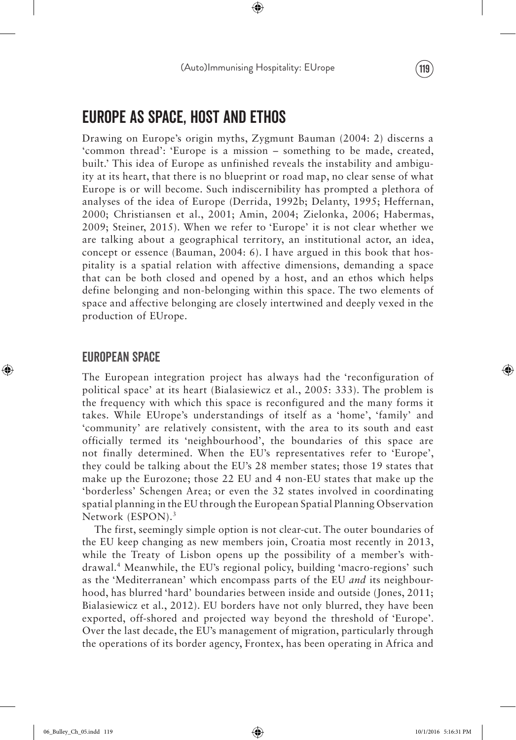## EUROPE AS SPACE, HOST AND ETHOS

Drawing on Europe's origin myths, Zygmunt Bauman (2004: 2) discerns a 'common thread': 'Europe is a mission – something to be made, created, built.' This idea of Europe as unfinished reveals the instability and ambiguity at its heart, that there is no blueprint or road map, no clear sense of what Europe is or will become. Such indiscernibility has prompted a plethora of analyses of the idea of Europe (Derrida, 1992b; Delanty, 1995; Heffernan, 2000; Christiansen et al., 2001; Amin, 2004; Zielonka, 2006; Habermas, 2009; Steiner, 2015). When we refer to 'Europe' it is not clear whether we are talking about a geographical territory, an institutional actor, an idea, concept or essence (Bauman, 2004: 6). I have argued in this book that hospitality is a spatial relation with affective dimensions, demanding a space that can be both closed and opened by a host, and an ethos which helps define belonging and non-belonging within this space. The two elements of space and affective belonging are closely intertwined and deeply vexed in the production of EUrope.

### EUROPEAN SPACE

The European integration project has always had the 'reconfiguration of political space' at its heart (Bialasiewicz et al., 2005: 333). The problem is the frequency with which this space is reconfigured and the many forms it takes. While EUrope's understandings of itself as a 'home', 'family' and 'community' are relatively consistent, with the area to its south and east officially termed its 'neighbourhood', the boundaries of this space are not finally determined. When the EU's representatives refer to 'Europe', they could be talking about the EU's 28 member states; those 19 states that make up the Eurozone; those 22 EU and 4 non-EU states that make up the 'borderless' Schengen Area; or even the 32 states involved in coordinating spatial planning in the EU through the European Spatial Planning Observation Network (ESPON).[3]

The first, seemingly simple option is not clear-cut. The outer boundaries of the EU keep changing as new members join, Croatia most recently in 2013, while the Treaty of Lisbon opens up the possibility of a member's withdrawal.[4] Meanwhile, the EU's regional policy, building 'macro-regions' such as the 'Mediterranean' which encompass parts of the EU *and* its neighbourhood, has blurred 'hard' boundaries between inside and outside (Jones, 2011; Bialasiewicz et al., 2012). EU borders have not only blurred, they have been exported, off-shored and projected way beyond the threshold of 'Europe'. Over the last decade, the EU's management of migration, particularly through the operations of its border agency, Frontex, has been operating in Africa and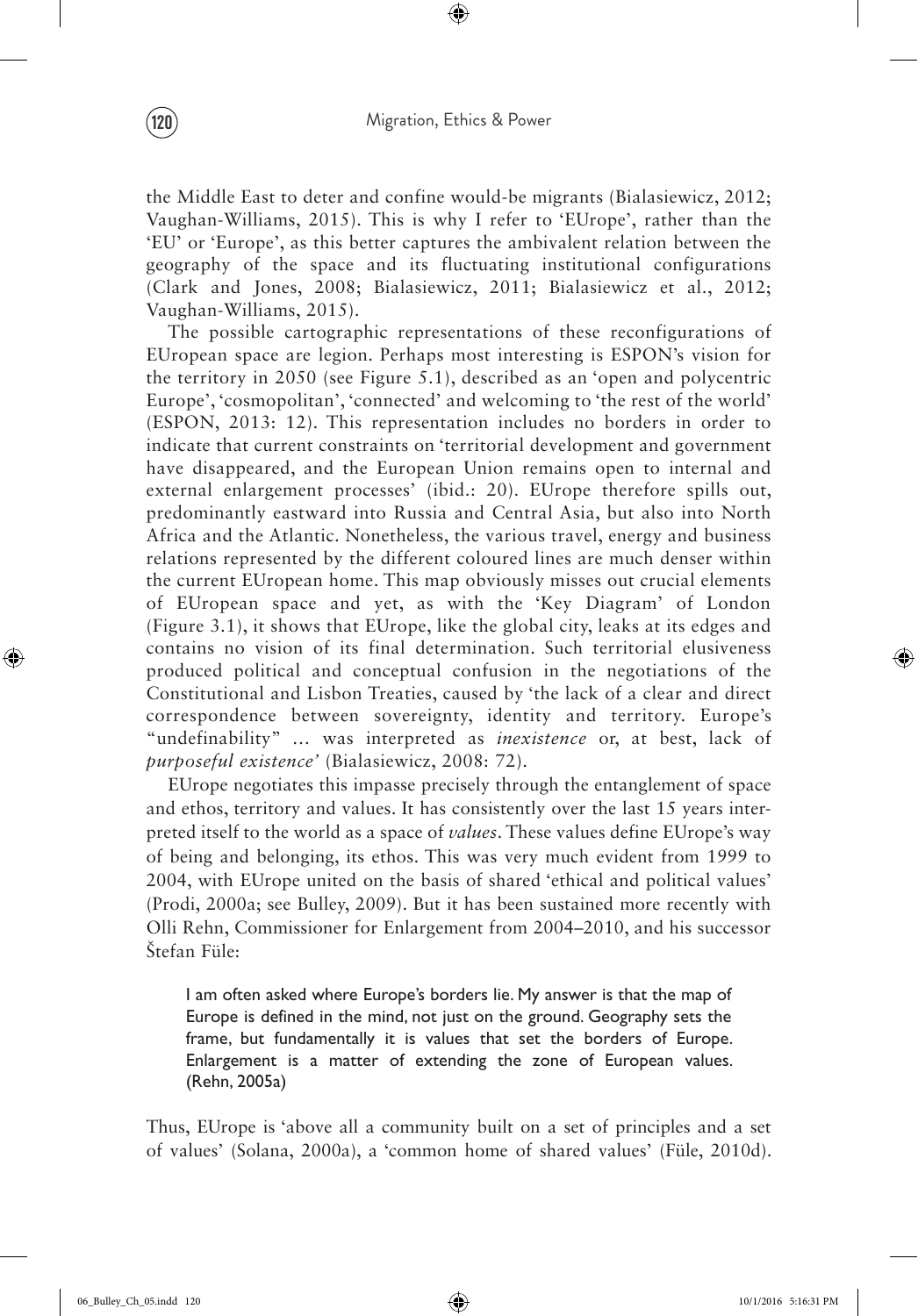the Middle East to deter and confine would-be migrants (Bialasiewicz, 2012; Vaughan-Williams, 2015). This is why I refer to 'EUrope', rather than the 'EU' or 'Europe', as this better captures the ambivalent relation between the geography of the space and its fluctuating institutional configurations (Clark and Jones, 2008; Bialasiewicz, 2011; Bialasiewicz et al., 2012; Vaughan-Williams, 2015).

The possible cartographic representations of these reconfigurations of EUropean space are legion. Perhaps most interesting is ESPON's vision for the territory in 2050 (see Figure 5.1), described as an 'open and polycentric Europe', 'cosmopolitan', 'connected' and welcoming to 'the rest of the world' (ESPON, 2013: 12). This representation includes no borders in order to indicate that current constraints on 'territorial development and government have disappeared, and the European Union remains open to internal and external enlargement processes' (ibid.: 20). EUrope therefore spills out, predominantly eastward into Russia and Central Asia, but also into North Africa and the Atlantic. Nonetheless, the various travel, energy and business relations represented by the different coloured lines are much denser within the current EUropean home. This map obviously misses out crucial elements of EUropean space and yet, as with the 'Key Diagram' of London (Figure 3.1), it shows that EUrope, like the global city, leaks at its edges and contains no vision of its final determination. Such territorial elusiveness produced political and conceptual confusion in the negotiations of the Constitutional and Lisbon Treaties, caused by 'the lack of a clear and direct correspondence between sovereignty, identity and territory. Europe's "undefinability" … was interpreted as *inexistence* or, at best, lack of *purposeful existence'* (Bialasiewicz, 2008: 72).

EUrope negotiates this impasse precisely through the entanglement of space and ethos, territory and values. It has consistently over the last 15 years interpreted itself to the world as a space of *values*. These values define EUrope's way of being and belonging, its ethos. This was very much evident from 1999 to 2004, with EUrope united on the basis of shared 'ethical and political values' (Prodi, 2000a; see Bulley, 2009). But it has been sustained more recently with Olli Rehn, Commissioner for Enlargement from 2004–2010, and his successor Štefan Füle:

> I am often asked where Europe's borders lie. My answer is that the map of Europe is defined in the mind, not just on the ground. Geography sets the frame, but fundamentally it is values that set the borders of Europe. Enlargement is a matter of extending the zone of European values. (Rehn, 2005a)

Thus, EUrope is 'above all a community built on a set of principles and a set of values' (Solana, 2000a), a 'common home of shared values' (Füle, 2010d).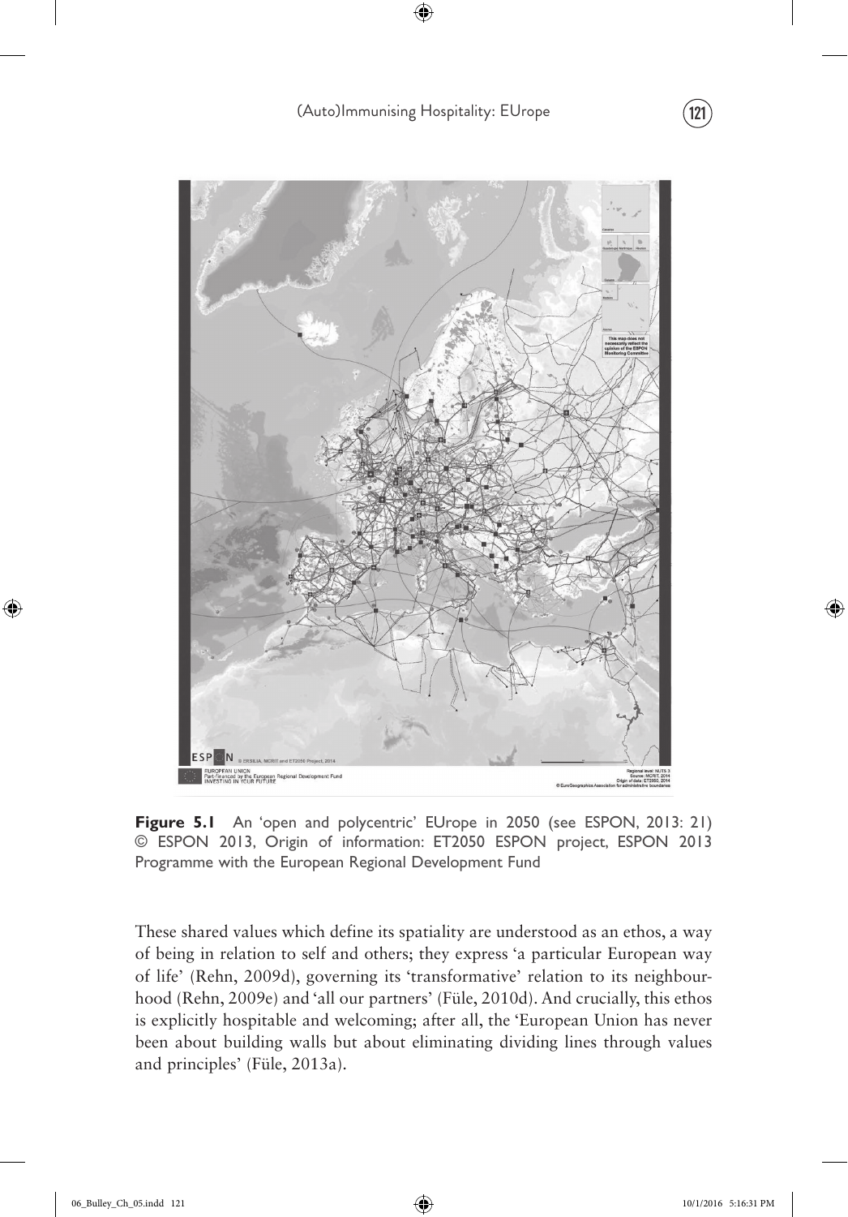**Figure 5.1** An 'open and polycentric' EUrope in 2050 (see ESPON, 2013: 21) © ESPON 2013, Origin of information: ET2050 ESPON project, ESPON 2013 Programme with the European Regional Development Fund

These shared values which define its spatiality are understood as an ethos, a way of being in relation to self and others; they express 'a particular European way of life' (Rehn, 2009d), governing its 'transformative' relation to its neighbourhood (Rehn, 2009e) and 'all our partners' (Füle, 2010d). And crucially, this ethos is explicitly hospitable and welcoming; after all, the 'European Union has never been about building walls but about eliminating dividing lines through values and principles' (Füle, 2013a).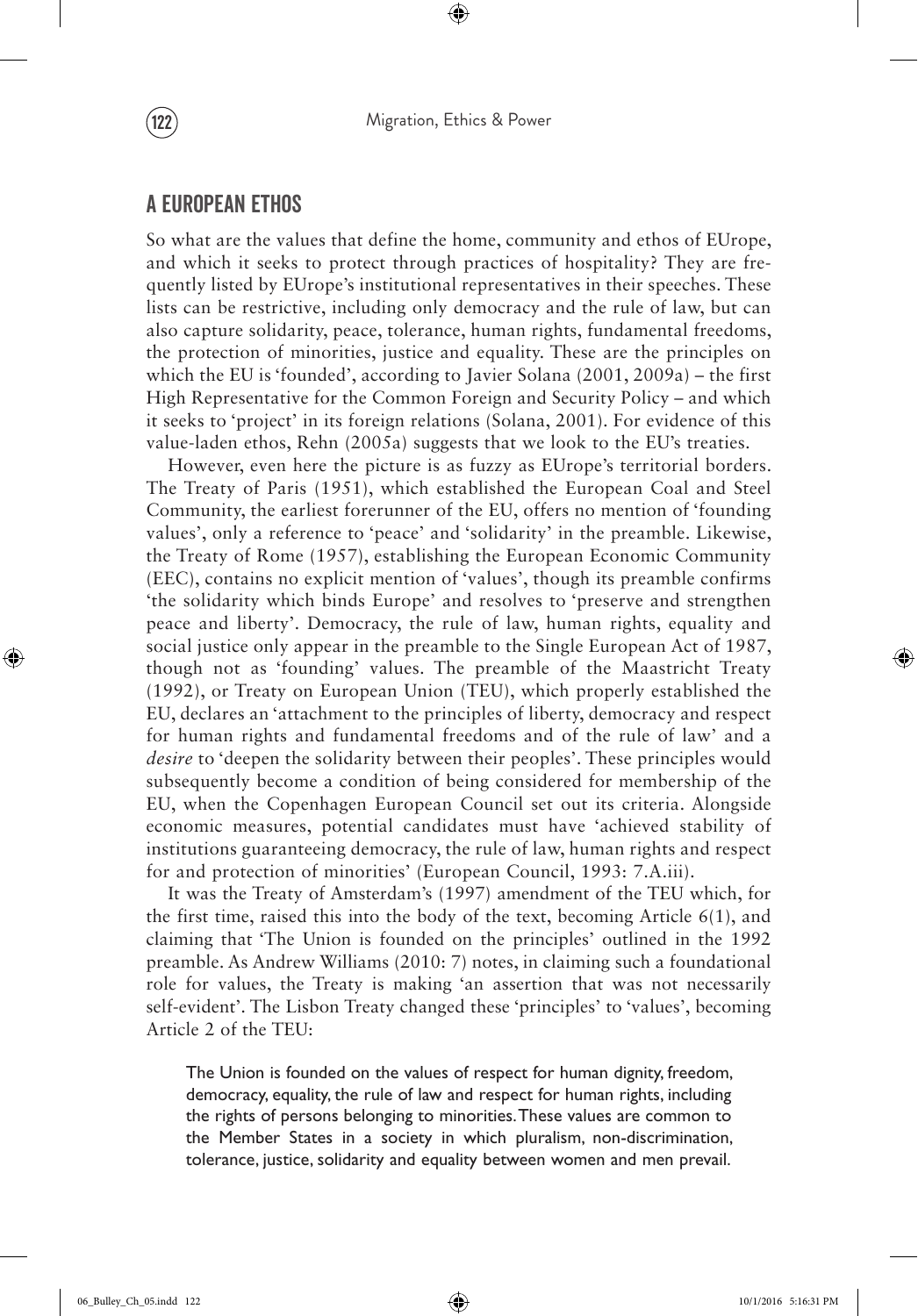## A EUROPEAN ETHOS

So what are the values that define the home, community and ethos of EUrope, and which it seeks to protect through practices of hospitality? They are frequently listed by EUrope's institutional representatives in their speeches. These lists can be restrictive, including only democracy and the rule of law, but can also capture solidarity, peace, tolerance, human rights, fundamental freedoms, the protection of minorities, justice and equality. These are the principles on which the EU is 'founded', according to Javier Solana (2001, 2009a) – the first High Representative for the Common Foreign and Security Policy – and which it seeks to 'project' in its foreign relations (Solana, 2001). For evidence of this value-laden ethos, Rehn (2005a) suggests that we look to the EU's treaties.

However, even here the picture is as fuzzy as EUrope's territorial borders. The Treaty of Paris (1951), which established the European Coal and Steel Community, the earliest forerunner of the EU, offers no mention of 'founding values', only a reference to 'peace' and 'solidarity' in the preamble. Likewise, the Treaty of Rome (1957), establishing the European Economic Community (EEC), contains no explicit mention of 'values', though its preamble confirms 'the solidarity which binds Europe' and resolves to 'preserve and strengthen peace and liberty'. Democracy, the rule of law, human rights, equality and social justice only appear in the preamble to the Single European Act of 1987, though not as 'founding' values. The preamble of the Maastricht Treaty (1992), or Treaty on European Union (TEU), which properly established the EU, declares an 'attachment to the principles of liberty, democracy and respect for human rights and fundamental freedoms and of the rule of law' and a *desire* to 'deepen the solidarity between their peoples'. These principles would subsequently become a condition of being considered for membership of the EU, when the Copenhagen European Council set out its criteria. Alongside economic measures, potential candidates must have 'achieved stability of institutions guaranteeing democracy, the rule of law, human rights and respect for and protection of minorities' (European Council, 1993: 7.A.iii).

It was the Treaty of Amsterdam's (1997) amendment of the TEU which, for the first time, raised this into the body of the text, becoming Article 6(1), and claiming that 'The Union is founded on the principles' outlined in the 1992 preamble. As Andrew Williams (2010: 7) notes, in claiming such a foundational role for values, the Treaty is making 'an assertion that was not necessarily self-evident'. The Lisbon Treaty changed these 'principles' to 'values', becoming Article 2 of the TEU:

> The Union is founded on the values of respect for human dignity, freedom, democracy, equality, the rule of law and respect for human rights, including the rights of persons belonging to minorities. These values are common to the Member States in a society in which pluralism, non-discrimination, tolerance, justice, solidarity and equality between women and men prevail.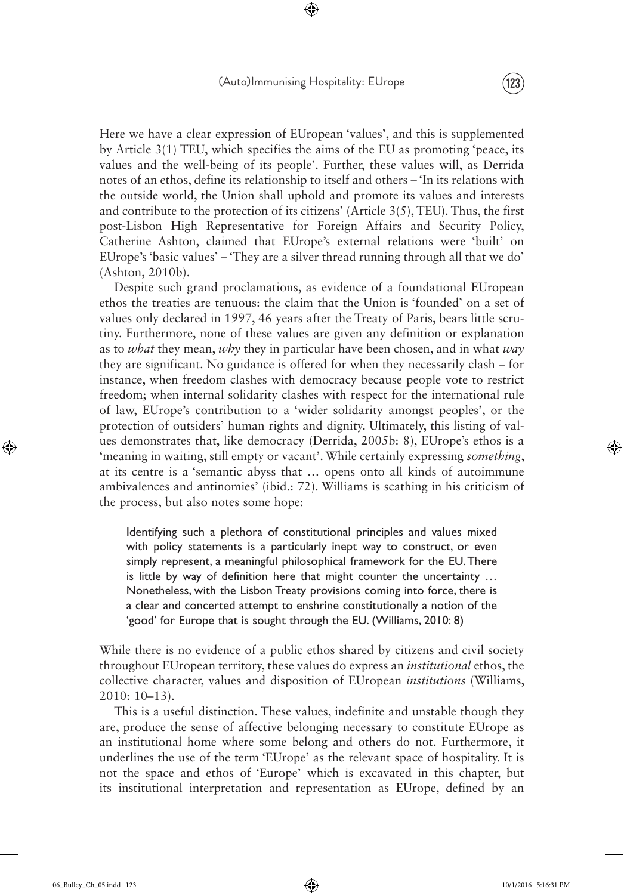Here we have a clear expression of EUropean 'values', and this is supplemented by Article 3(1) TEU, which specifies the aims of the EU as promoting 'peace, its values and the well-being of its people'. Further, these values will, as Derrida notes of an ethos, define its relationship to itself and others – 'In its relations with the outside world, the Union shall uphold and promote its values and interests and contribute to the protection of its citizens' (Article 3(5), TEU). Thus, the first post-Lisbon High Representative for Foreign Affairs and Security Policy, Catherine Ashton, claimed that EUrope's external relations were 'built' on EUrope's 'basic values' – 'They are a silver thread running through all that we do' (Ashton, 2010b).

Despite such grand proclamations, as evidence of a foundational EUropean ethos the treaties are tenuous: the claim that the Union is 'founded' on a set of values only declared in 1997, 46 years after the Treaty of Paris, bears little scrutiny. Furthermore, none of these values are given any definition or explanation as to *what* they mean, *why* they in particular have been chosen, and in what *way* they are significant. No guidance is offered for when they necessarily clash – for instance, when freedom clashes with democracy because people vote to restrict freedom; when internal solidarity clashes with respect for the international rule of law, EUrope's contribution to a 'wider solidarity amongst peoples', or the protection of outsiders' human rights and dignity. Ultimately, this listing of values demonstrates that, like democracy (Derrida, 2005b: 8), EUrope's ethos is a 'meaning in waiting, still empty or vacant'. While certainly expressing *something*, at its centre is a 'semantic abyss that … opens onto all kinds of autoimmune ambivalences and antinomies' (ibid.: 72). Williams is scathing in his criticism of the process, but also notes some hope:

> Identifying such a plethora of constitutional principles and values mixed with policy statements is a particularly inept way to construct, or even simply represent, a meaningful philosophical framework for the EU. There is little by way of definition here that might counter the uncertainty … Nonetheless, with the Lisbon Treaty provisions coming into force, there is a clear and concerted attempt to enshrine constitutionally a notion of the 'good' for Europe that is sought through the EU. (Williams, 2010: 8)

While there is no evidence of a public ethos shared by citizens and civil society throughout EUropean territory, these values do express an *institutional* ethos, the collective character, values and disposition of EUropean *institutions* (Williams, 2010: 10–13).

This is a useful distinction. These values, indefinite and unstable though they are, produce the sense of affective belonging necessary to constitute EUrope as an institutional home where some belong and others do not. Furthermore, it underlines the use of the term 'EUrope' as the relevant space of hospitality. It is not the space and ethos of 'Europe' which is excavated in this chapter, but its institutional interpretation and representation as EUrope, defined by an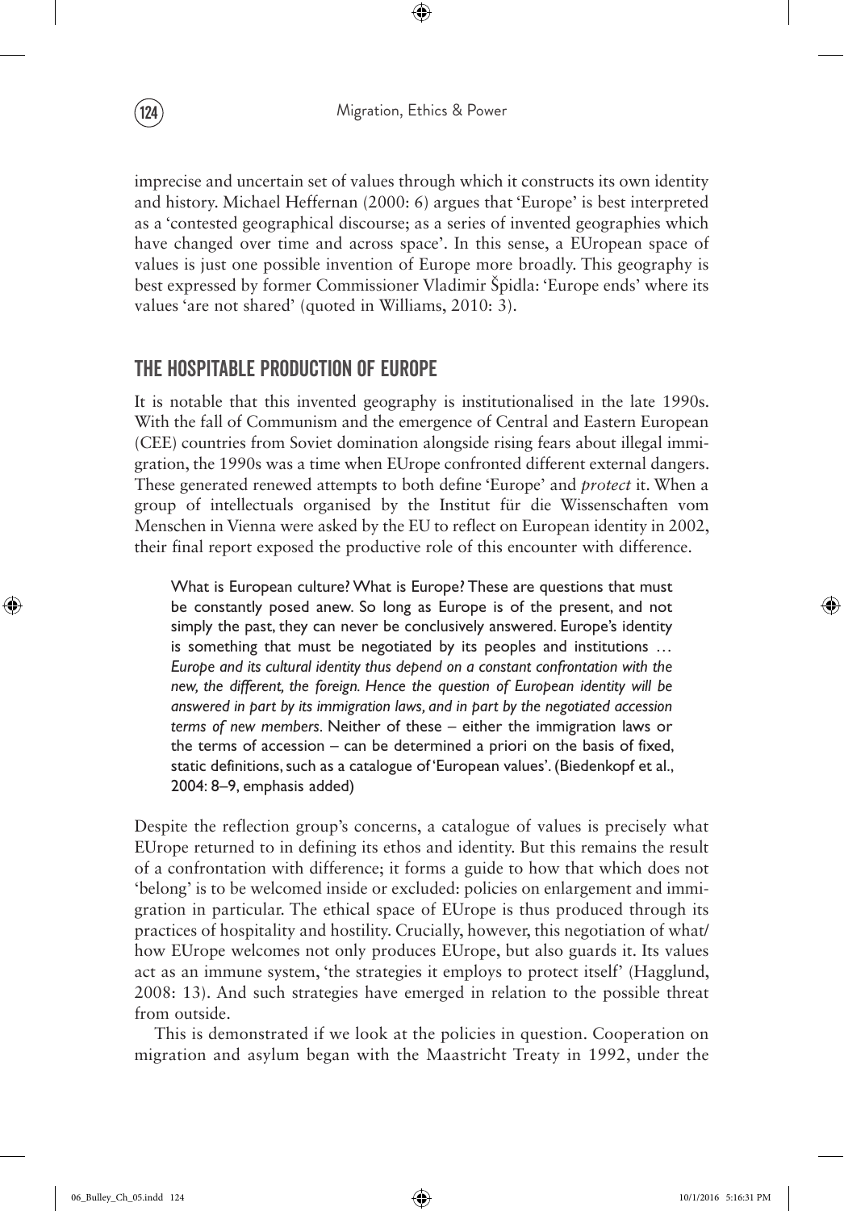imprecise and uncertain set of values through which it constructs its own identity and history. Michael Heffernan (2000: 6) argues that 'Europe' is best interpreted as a 'contested geographical discourse; as a series of invented geographies which have changed over time and across space'. In this sense, a EUropean space of values is just one possible invention of Europe more broadly. This geography is best expressed by former Commissioner Vladimir Špidla: 'Europe ends' where its values 'are not shared' (quoted in Williams, 2010: 3).

## THE HOSPITABLE PRODUCTION OF EUROPE

It is notable that this invented geography is institutionalised in the late 1990s. With the fall of Communism and the emergence of Central and Eastern European (CEE) countries from Soviet domination alongside rising fears about illegal immigration, the 1990s was a time when EUrope confronted different external dangers. These generated renewed attempts to both define 'Europe' and *protect* it. When a group of intellectuals organised by the Institut für die Wissenschaften vom Menschen in Vienna were asked by the EU to reflect on European identity in 2002, their final report exposed the productive role of this encounter with difference.

> What is European culture? What is Europe? These are questions that must be constantly posed anew. So long as Europe is of the present, and not simply the past, they can never be conclusively answered. Europe's identity is something that must be negotiated by its peoples and institutions … *Europe and its cultural identity thus depend on a constant confrontation with the new, the different, the foreign. Hence the question of European identity will be answered in part by its immigration laws, and in part by the negotiated accession terms of new members*. Neither of these – either the immigration laws or the terms of accession – can be determined a priori on the basis of fixed, static definitions, such as a catalogue of 'European values'. (Biedenkopf et al., 2004: 8–9, emphasis added)

Despite the reflection group's concerns, a catalogue of values is precisely what EUrope returned to in defining its ethos and identity. But this remains the result of a confrontation with difference; it forms a guide to how that which does not 'belong' is to be welcomed inside or excluded: policies on enlargement and immigration in particular. The ethical space of EUrope is thus produced through its practices of hospitality and hostility. Crucially, however, this negotiation of what/how EUrope welcomes not only produces EUrope, but also guards it. Its values act as an immune system, 'the strategies it employs to protect itself' (Hagglund, 2008: 13). And such strategies have emerged in relation to the possible threat from outside.

This is demonstrated if we look at the policies in question. Cooperation on migration and asylum began with the Maastricht Treaty in 1992, under the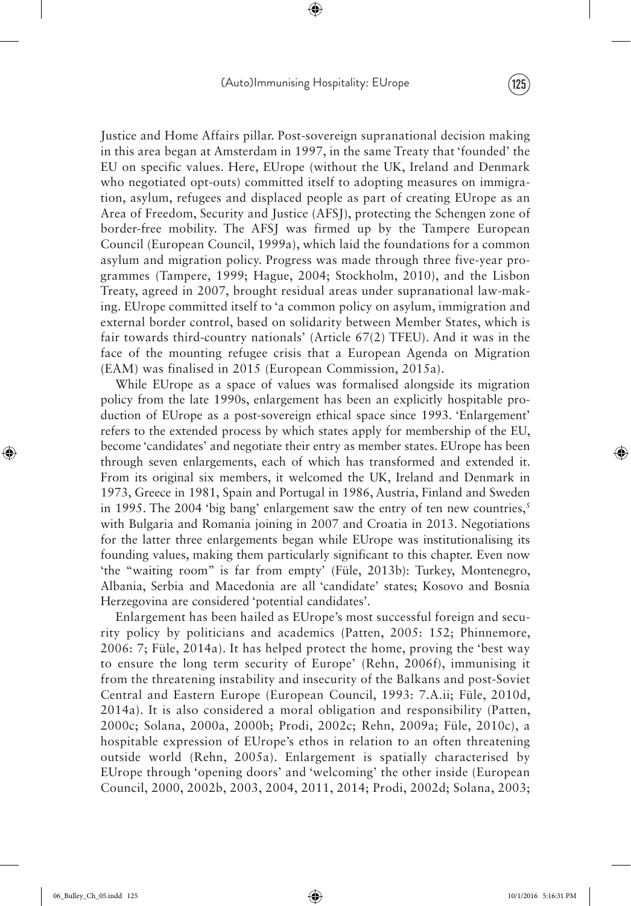Justice and Home Affairs pillar. Post-sovereign supranational decision making in this area began at Amsterdam in 1997, in the same Treaty that 'founded' the EU on specific values. Here, EUrope (without the UK, Ireland and Denmark who negotiated opt-outs) committed itself to adopting measures on immigration, asylum, refugees and displaced people as part of creating EUrope as an Area of Freedom, Security and Justice (AFSJ), protecting the Schengen zone of border-free mobility. The AFSJ was firmed up by the Tampere European Council (European Council, 1999a), which laid the foundations for a common asylum and migration policy. Progress was made through three five-year programmes (Tampere, 1999; Hague, 2004; Stockholm, 2010), and the Lisbon Treaty, agreed in 2007, brought residual areas under supranational law-making. EUrope committed itself to 'a common policy on asylum, immigration and external border control, based on solidarity between Member States, which is fair towards third-country nationals' (Article 67(2) TFEU). And it was in the face of the mounting refugee crisis that a European Agenda on Migration (EAM) was finalised in 2015 (European Commission, 2015a).

While EUrope as a space of values was formalised alongside its migration policy from the late 1990s, enlargement has been an explicitly hospitable production of EUrope as a post-sovereign ethical space since 1993. 'Enlargement' refers to the extended process by which states apply for membership of the EU, become 'candidates' and negotiate their entry as member states. EUrope has been through seven enlargements, each of which has transformed and extended it. From its original six members, it welcomed the UK, Ireland and Denmark in 1973, Greece in 1981, Spain and Portugal in 1986, Austria, Finland and Sweden in 1995. The 2004 'big bang' enlargement saw the entry of ten new countries,[5] with Bulgaria and Romania joining in 2007 and Croatia in 2013. Negotiations for the latter three enlargements began while EUrope was institutionalising its founding values, making them particularly significant to this chapter. Even now 'the "waiting room" is far from empty' (Füle, 2013b): Turkey, Montenegro, Albania, Serbia and Macedonia are all 'candidate' states; Kosovo and Bosnia Herzegovina are considered 'potential candidates'.

Enlargement has been hailed as EUrope's most successful foreign and security policy by politicians and academics (Patten, 2005: 152; Phinnemore, 2006: 7; Füle, 2014a). It has helped protect the home, proving the 'best way to ensure the long term security of Europe' (Rehn, 2006f), immunising it from the threatening instability and insecurity of the Balkans and post-Soviet Central and Eastern Europe (European Council, 1993: 7.A.ii; Füle, 2010d, 2014a). It is also considered a moral obligation and responsibility (Patten, 2000c; Solana, 2000a, 2000b; Prodi, 2002c; Rehn, 2009a; Füle, 2010c), a hospitable expression of EUrope's ethos in relation to an often threatening outside world (Rehn, 2005a). Enlargement is spatially characterised by EUrope through 'opening doors' and 'welcoming' the other inside (European Council, 2000, 2002b, 2003, 2004, 2011, 2014; Prodi, 2002d; Solana, 2003;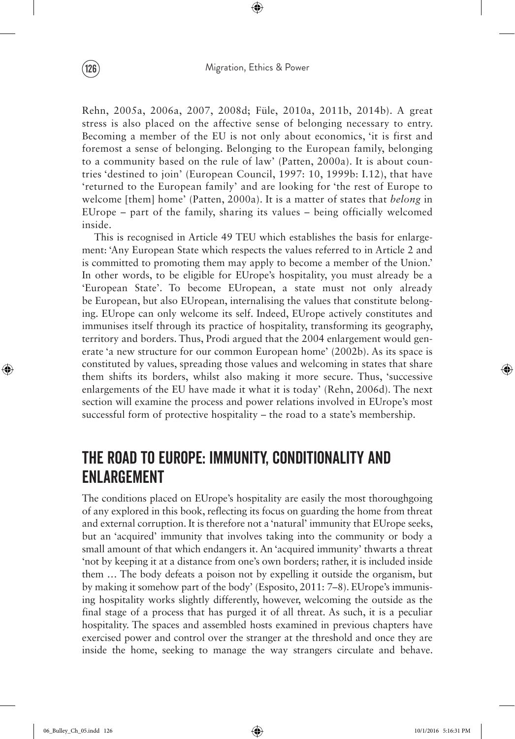Rehn, 2005a, 2006a, 2007, 2008d; Füle, 2010a, 2011b, 2014b). A great stress is also placed on the affective sense of belonging necessary to entry. Becoming a member of the EU is not only about economics, 'it is first and foremost a sense of belonging. Belonging to the European family, belonging to a community based on the rule of law' (Patten, 2000a). It is about countries 'destined to join' (European Council, 1997: 10, 1999b: I.12), that have 'returned to the European family' and are looking for 'the rest of Europe to welcome [them] home' (Patten, 2000a). It is a matter of states that *belong* in EUrope – part of the family, sharing its values – being officially welcomed inside.

This is recognised in Article 49 TEU which establishes the basis for enlargement: 'Any European State which respects the values referred to in Article 2 and is committed to promoting them may apply to become a member of the Union.' In other words, to be eligible for EUrope's hospitality, you must already be a 'European State'. To become EUropean, a state must not only already be European, but also EUropean, internalising the values that constitute belonging. EUrope can only welcome its self. Indeed, EUrope actively constitutes and immunises itself through its practice of hospitality, transforming its geography, territory and borders. Thus, Prodi argued that the 2004 enlargement would generate 'a new structure for our common European home' (2002b). As its space is constituted by values, spreading those values and welcoming in states that share them shifts its borders, whilst also making it more secure. Thus, 'successive enlargements of the EU have made it what it is today' (Rehn, 2006d). The next section will examine the process and power relations involved in EUrope's most successful form of protective hospitality – the road to a state's membership.

## THE ROAD TO EUROPE: IMMUNITY, CONDITIONALITY AND ENLARGEMENT

The conditions placed on EUrope's hospitality are easily the most thoroughgoing of any explored in this book, reflecting its focus on guarding the home from threat and external corruption. It is therefore not a 'natural' immunity that EUrope seeks, but an 'acquired' immunity that involves taking into the community or body a small amount of that which endangers it. An 'acquired immunity' thwarts a threat 'not by keeping it at a distance from one's own borders; rather, it is included inside them … The body defeats a poison not by expelling it outside the organism, but by making it somehow part of the body' (Esposito, 2011: 7–8). EUrope's immunising hospitality works slightly differently, however, welcoming the outside as the final stage of a process that has purged it of all threat. As such, it is a peculiar hospitality. The spaces and assembled hosts examined in previous chapters have exercised power and control over the stranger at the threshold and once they are inside the home, seeking to manage the way strangers circulate and behave.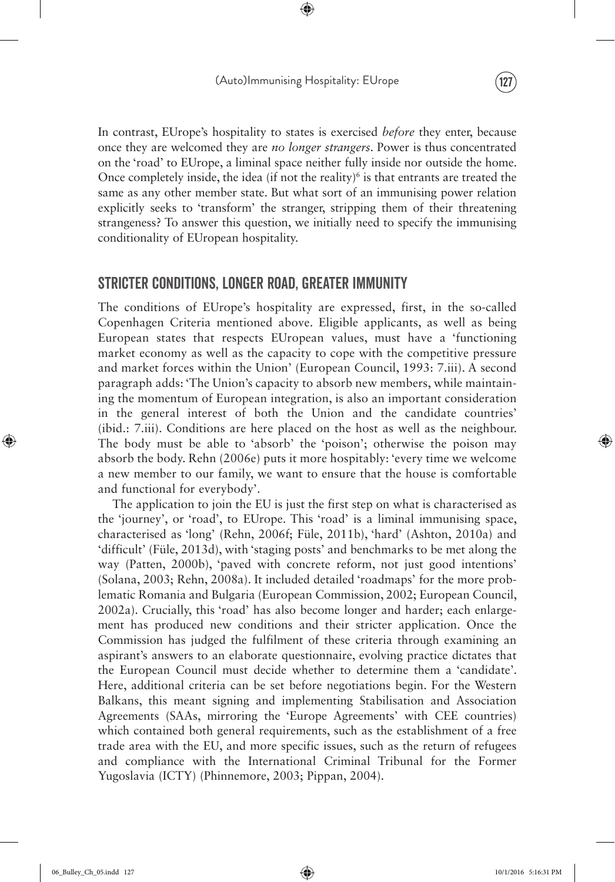In contrast, EUrope's hospitality to states is exercised *before* they enter, because once they are welcomed they are *no longer strangers*. Power is thus concentrated on the 'road' to EUrope, a liminal space neither fully inside nor outside the home. Once completely inside, the idea (if not the reality)[6] is that entrants are treated the same as any other member state. But what sort of an immunising power relation explicitly seeks to 'transform' the stranger, stripping them of their threatening strangeness? To answer this question, we initially need to specify the immunising conditionality of EUropean hospitality.

## STRICTER CONDITIONS, LONGER ROAD, GREATER IMMUNITY

The conditions of EUrope's hospitality are expressed, first, in the so-called Copenhagen Criteria mentioned above. Eligible applicants, as well as being European states that respects EUropean values, must have a 'functioning market economy as well as the capacity to cope with the competitive pressure and market forces within the Union' (European Council, 1993: 7.iii). A second paragraph adds: 'The Union's capacity to absorb new members, while maintaining the momentum of European integration, is also an important consideration in the general interest of both the Union and the candidate countries' (ibid.: 7.iii). Conditions are here placed on the host as well as the neighbour. The body must be able to 'absorb' the 'poison'; otherwise the poison may absorb the body. Rehn (2006e) puts it more hospitably: 'every time we welcome a new member to our family, we want to ensure that the house is comfortable and functional for everybody'.

The application to join the EU is just the first step on what is characterised as the 'journey', or 'road', to EUrope. This 'road' is a liminal immunising space, characterised as 'long' (Rehn, 2006f; Füle, 2011b), 'hard' (Ashton, 2010a) and 'difficult' (Füle, 2013d), with 'staging posts' and benchmarks to be met along the way (Patten, 2000b), 'paved with concrete reform, not just good intentions' (Solana, 2003; Rehn, 2008a). It included detailed 'roadmaps' for the more problematic Romania and Bulgaria (European Commission, 2002; European Council, 2002a). Crucially, this 'road' has also become longer and harder; each enlargement has produced new conditions and their stricter application. Once the Commission has judged the fulfilment of these criteria through examining an aspirant's answers to an elaborate questionnaire, evolving practice dictates that the European Council must decide whether to determine them a 'candidate'. Here, additional criteria can be set before negotiations begin. For the Western Balkans, this meant signing and implementing Stabilisation and Association Agreements (SAAs, mirroring the 'Europe Agreements' with CEE countries) which contained both general requirements, such as the establishment of a free trade area with the EU, and more specific issues, such as the return of refugees and compliance with the International Criminal Tribunal for the Former Yugoslavia (ICTY) (Phinnemore, 2003; Pippan, 2004).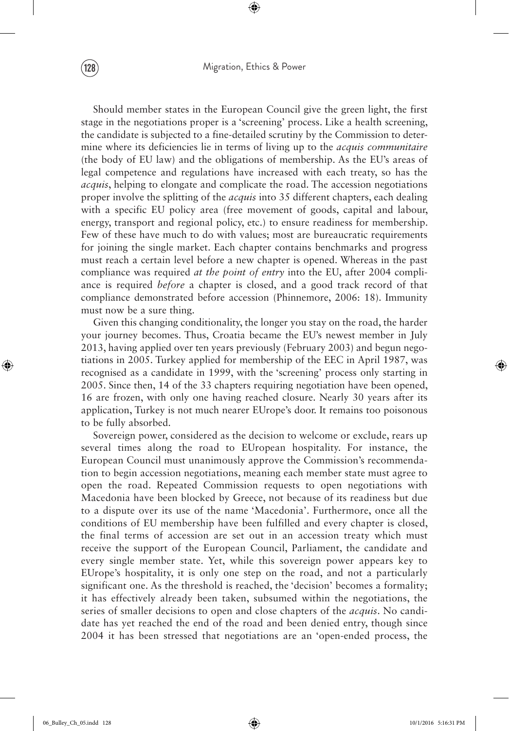Should member states in the European Council give the green light, the first stage in the negotiations proper is a 'screening' process. Like a health screening, the candidate is subjected to a fine-detailed scrutiny by the Commission to determine where its deficiencies lie in terms of living up to the *acquis communitaire* (the body of EU law) and the obligations of membership. As the EU's areas of legal competence and regulations have increased with each treaty, so has the *acquis*, helping to elongate and complicate the road. The accession negotiations proper involve the splitting of the *acquis* into 35 different chapters, each dealing with a specific EU policy area (free movement of goods, capital and labour, energy, transport and regional policy, etc.) to ensure readiness for membership. Few of these have much to do with values; most are bureaucratic requirements for joining the single market. Each chapter contains benchmarks and progress must reach a certain level before a new chapter is opened. Whereas in the past compliance was required *at the point of entry* into the EU, after 2004 compliance is required *before* a chapter is closed, and a good track record of that compliance demonstrated before accession (Phinnemore, 2006: 18). Immunity must now be a sure thing.

Given this changing conditionality, the longer you stay on the road, the harder your journey becomes. Thus, Croatia became the EU's newest member in July 2013, having applied over ten years previously (February 2003) and begun negotiations in 2005. Turkey applied for membership of the EEC in April 1987, was recognised as a candidate in 1999, with the 'screening' process only starting in 2005. Since then, 14 of the 33 chapters requiring negotiation have been opened, 16 are frozen, with only one having reached closure. Nearly 30 years after its application, Turkey is not much nearer EUrope's door. It remains too poisonous to be fully absorbed.

Sovereign power, considered as the decision to welcome or exclude, rears up several times along the road to EUropean hospitality. For instance, the European Council must unanimously approve the Commission's recommendation to begin accession negotiations, meaning each member state must agree to open the road. Repeated Commission requests to open negotiations with Macedonia have been blocked by Greece, not because of its readiness but due to a dispute over its use of the name 'Macedonia'. Furthermore, once all the conditions of EU membership have been fulfilled and every chapter is closed, the final terms of accession are set out in an accession treaty which must receive the support of the European Council, Parliament, the candidate and every single member state. Yet, while this sovereign power appears key to EUrope's hospitality, it is only one step on the road, and not a particularly significant one. As the threshold is reached, the 'decision' becomes a formality; it has effectively already been taken, subsumed within the negotiations, the series of smaller decisions to open and close chapters of the *acquis*. No candidate has yet reached the end of the road and been denied entry, though since 2004 it has been stressed that negotiations are an 'open-ended process, the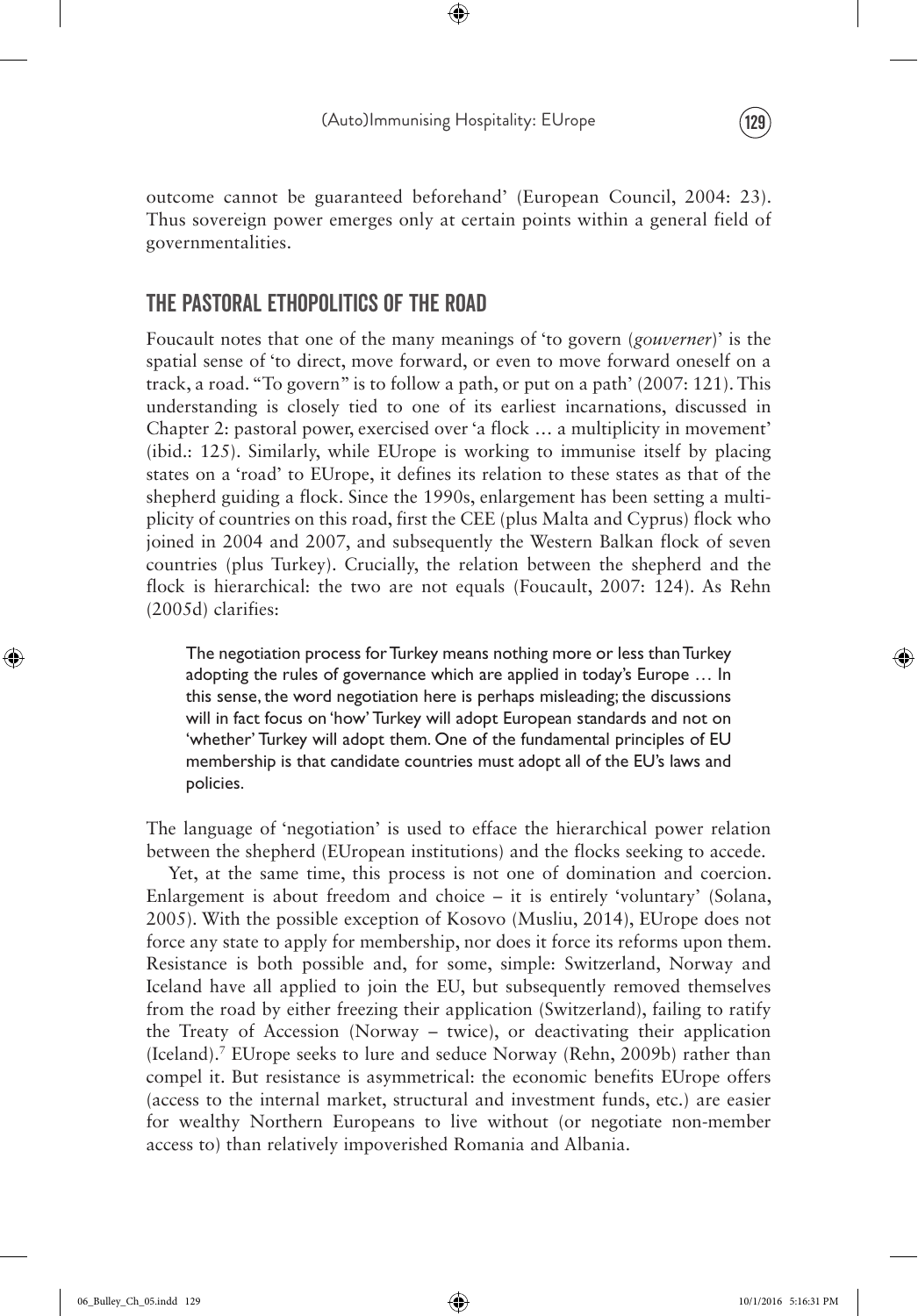outcome cannot be guaranteed beforehand' (European Council, 2004: 23). Thus sovereign power emerges only at certain points within a general field of governmentalities.

## THE PASTORAL ETHOPOLITICS OF THE ROAD

Foucault notes that one of the many meanings of 'to govern (*gouverner*)' is the spatial sense of 'to direct, move forward, or even to move forward oneself on a track, a road. "To govern" is to follow a path, or put on a path' (2007: 121). This understanding is closely tied to one of its earliest incarnations, discussed in Chapter 2: pastoral power, exercised over 'a flock … a multiplicity in movement' (ibid.: 125). Similarly, while EUrope is working to immunise itself by placing states on a 'road' to EUrope, it defines its relation to these states as that of the shepherd guiding a flock. Since the 1990s, enlargement has been setting a multiplicity of countries on this road, first the CEE (plus Malta and Cyprus) flock who joined in 2004 and 2007, and subsequently the Western Balkan flock of seven countries (plus Turkey). Crucially, the relation between the shepherd and the flock is hierarchical: the two are not equals (Foucault, 2007: 124). As Rehn (2005d) clarifies:

> The negotiation process for Turkey means nothing more or less than Turkey adopting the rules of governance which are applied in today's Europe … In this sense, the word negotiation here is perhaps misleading; the discussions will in fact focus on 'how' Turkey will adopt European standards and not on 'whether' Turkey will adopt them. One of the fundamental principles of EU membership is that candidate countries must adopt all of the EU's laws and policies.

The language of 'negotiation' is used to efface the hierarchical power relation between the shepherd (EUropean institutions) and the flocks seeking to accede.

Yet, at the same time, this process is not one of domination and coercion. Enlargement is about freedom and choice – it is entirely 'voluntary' (Solana, 2005). With the possible exception of Kosovo (Musliu, 2014), EUrope does not force any state to apply for membership, nor does it force its reforms upon them. Resistance is both possible and, for some, simple: Switzerland, Norway and Iceland have all applied to join the EU, but subsequently removed themselves from the road by either freezing their application (Switzerland), failing to ratify the Treaty of Accession (Norway – twice), or deactivating their application (Iceland).[7] EUrope seeks to lure and seduce Norway (Rehn, 2009b) rather than compel it. But resistance is asymmetrical: the economic benefits EUrope offers (access to the internal market, structural and investment funds, etc.) are easier for wealthy Northern Europeans to live without (or negotiate non-member access to) than relatively impoverished Romania and Albania.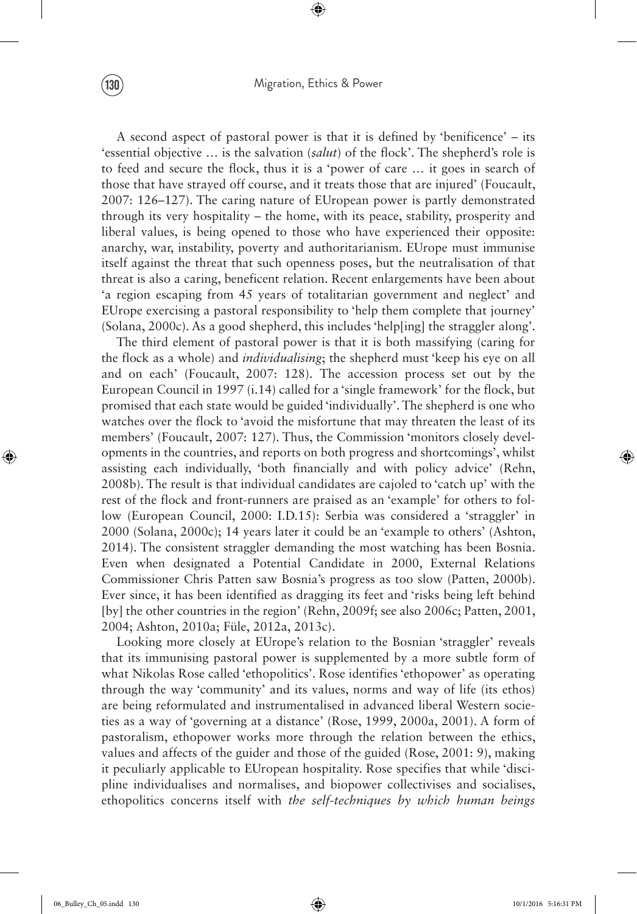A second aspect of pastoral power is that it is defined by 'benificence' – its 'essential objective … is the salvation (*salut*) of the flock'. The shepherd's role is to feed and secure the flock, thus it is a 'power of care … it goes in search of those that have strayed off course, and it treats those that are injured' (Foucault, 2007: 126–127). The caring nature of EUropean power is partly demonstrated through its very hospitality – the home, with its peace, stability, prosperity and liberal values, is being opened to those who have experienced their opposite: anarchy, war, instability, poverty and authoritarianism. EUrope must immunise itself against the threat that such openness poses, but the neutralisation of that threat is also a caring, beneficent relation. Recent enlargements have been about 'a region escaping from 45 years of totalitarian government and neglect' and EUrope exercising a pastoral responsibility to 'help them complete that journey' (Solana, 2000c). As a good shepherd, this includes 'help[ing] the straggler along'.

The third element of pastoral power is that it is both massifying (caring for the flock as a whole) and *individualising*; the shepherd must 'keep his eye on all and on each' (Foucault, 2007: 128). The accession process set out by the European Council in 1997 (i.14) called for a 'single framework' for the flock, but promised that each state would be guided 'individually'. The shepherd is one who watches over the flock to 'avoid the misfortune that may threaten the least of its members' (Foucault, 2007: 127). Thus, the Commission 'monitors closely developments in the countries, and reports on both progress and shortcomings', whilst assisting each individually, 'both financially and with policy advice' (Rehn, 2008b). The result is that individual candidates are cajoled to 'catch up' with the rest of the flock and front-runners are praised as an 'example' for others to follow (European Council, 2000: I.D.15): Serbia was considered a 'straggler' in 2000 (Solana, 2000c); 14 years later it could be an 'example to others' (Ashton, 2014). The consistent straggler demanding the most watching has been Bosnia. Even when designated a Potential Candidate in 2000, External Relations Commissioner Chris Patten saw Bosnia's progress as too slow (Patten, 2000b). Ever since, it has been identified as dragging its feet and 'risks being left behind [by] the other countries in the region' (Rehn, 2009f; see also 2006c; Patten, 2001, 2004; Ashton, 2010a; Füle, 2012a, 2013c).

Looking more closely at EUrope's relation to the Bosnian 'straggler' reveals that its immunising pastoral power is supplemented by a more subtle form of what Nikolas Rose called 'ethopolitics'. Rose identifies 'ethopower' as operating through the way 'community' and its values, norms and way of life (its ethos) are being reformulated and instrumentalised in advanced liberal Western societies as a way of 'governing at a distance' (Rose, 1999, 2000a, 2001). A form of pastoralism, ethopower works more through the relation between the ethics, values and affects of the guider and those of the guided (Rose, 2001: 9), making it peculiarly applicable to EUropean hospitality. Rose specifies that while 'discipline individualises and normalises, and biopower collectivises and socialises, ethopolitics concerns itself with *the self-techniques by which human beings*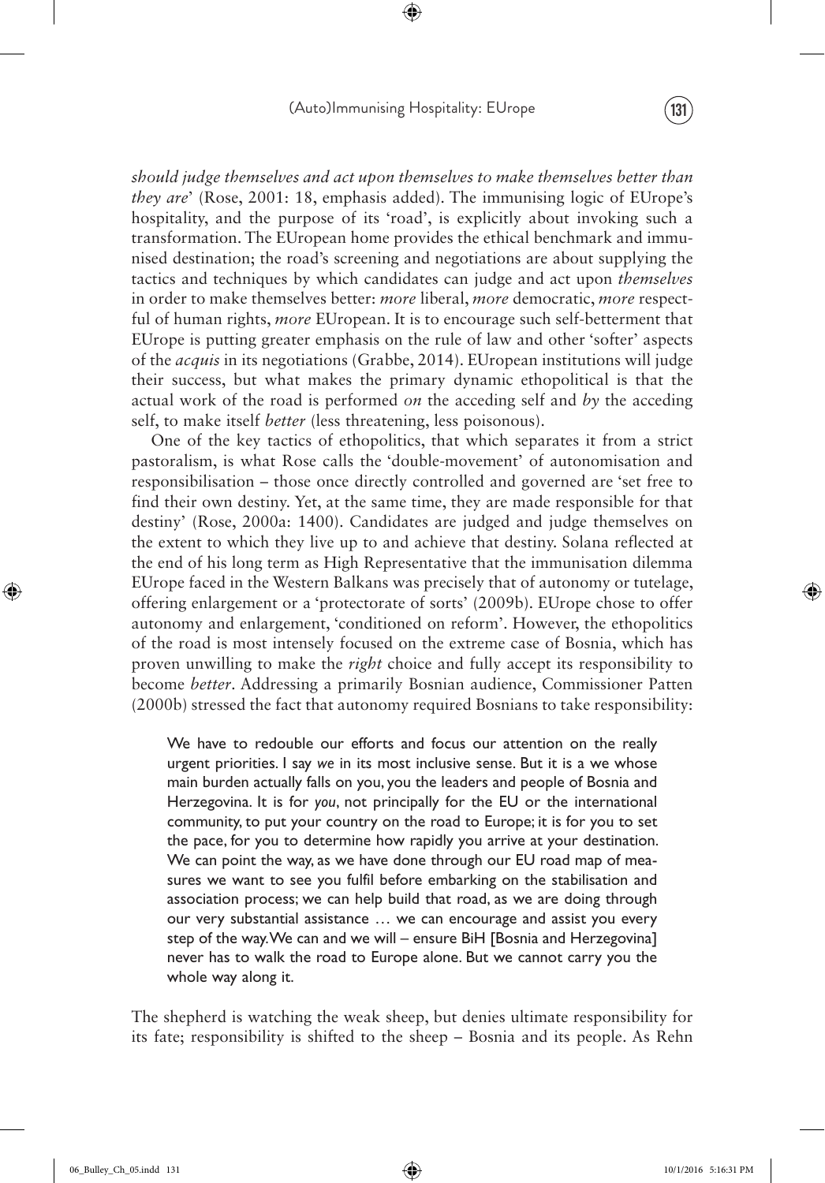*should judge themselves and act upon themselves to make themselves better than they are*' (Rose, 2001: 18, emphasis added). The immunising logic of EUrope's hospitality, and the purpose of its 'road', is explicitly about invoking such a transformation. The EUropean home provides the ethical benchmark and immunised destination; the road's screening and negotiations are about supplying the tactics and techniques by which candidates can judge and act upon *themselves* in order to make themselves better: *more* liberal, *more* democratic, *more* respectful of human rights, *more* EUropean. It is to encourage such self-betterment that EUrope is putting greater emphasis on the rule of law and other 'softer' aspects of the *acquis* in its negotiations (Grabbe, 2014). EUropean institutions will judge their success, but what makes the primary dynamic ethopolitical is that the actual work of the road is performed *on* the acceding self and *by* the acceding self, to make itself *better* (less threatening, less poisonous).

One of the key tactics of ethopolitics, that which separates it from a strict pastoralism, is what Rose calls the 'double-movement' of autonomisation and responsibilisation – those once directly controlled and governed are 'set free to find their own destiny. Yet, at the same time, they are made responsible for that destiny' (Rose, 2000a: 1400). Candidates are judged and judge themselves on the extent to which they live up to and achieve that destiny. Solana reflected at the end of his long term as High Representative that the immunisation dilemma EUrope faced in the Western Balkans was precisely that of autonomy or tutelage, offering enlargement or a 'protectorate of sorts' (2009b). EUrope chose to offer autonomy and enlargement, 'conditioned on reform'. However, the ethopolitics of the road is most intensely focused on the extreme case of Bosnia, which has proven unwilling to make the *right* choice and fully accept its responsibility to become *better*. Addressing a primarily Bosnian audience, Commissioner Patten (2000b) stressed the fact that autonomy required Bosnians to take responsibility:

> We have to redouble our efforts and focus our attention on the really urgent priorities. I say *we* in its most inclusive sense. But it is a we whose main burden actually falls on you, you the leaders and people of Bosnia and Herzegovina. It is for *you*, not principally for the EU or the international community, to put your country on the road to Europe; it is for you to set the pace, for you to determine how rapidly you arrive at your destination. We can point the way, as we have done through our EU road map of measures we want to see you fulfil before embarking on the stabilisation and association process; we can help build that road, as we are doing through our very substantial assistance … we can encourage and assist you every step of the way. We can and we will – ensure BiH [Bosnia and Herzegovina] never has to walk the road to Europe alone. But we cannot carry you the whole way along it.

The shepherd is watching the weak sheep, but denies ultimate responsibility for its fate; responsibility is shifted to the sheep – Bosnia and its people. As Rehn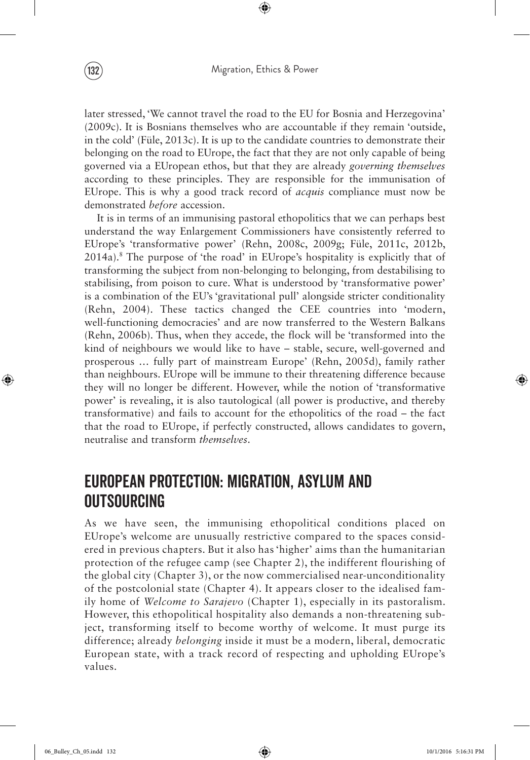later stressed, 'We cannot travel the road to the EU for Bosnia and Herzegovina' (2009c). It is Bosnians themselves who are accountable if they remain 'outside, in the cold' (Füle, 2013c). It is up to the candidate countries to demonstrate their belonging on the road to EUrope, the fact that they are not only capable of being governed via a EUropean ethos, but that they are already *governing themselves* according to these principles. They are responsible for the immunisation of EUrope. This is why a good track record of *acquis* compliance must now be demonstrated *before* accession.

It is in terms of an immunising pastoral ethopolitics that we can perhaps best understand the way Enlargement Commissioners have consistently referred to EUrope's 'transformative power' (Rehn, 2008c, 2009g; Füle, 2011c, 2012b, 2014a).[8] The purpose of 'the road' in EUrope's hospitality is explicitly that of transforming the subject from non-belonging to belonging, from destabilising to stabilising, from poison to cure. What is understood by 'transformative power' is a combination of the EU's 'gravitational pull' alongside stricter conditionality (Rehn, 2004). These tactics changed the CEE countries into 'modern, well-functioning democracies' and are now transferred to the Western Balkans (Rehn, 2006b). Thus, when they accede, the flock will be 'transformed into the kind of neighbours we would like to have – stable, secure, well-governed and prosperous … fully part of mainstream Europe' (Rehn, 2005d), family rather than neighbours. EUrope will be immune to their threatening difference because they will no longer be different. However, while the notion of 'transformative power' is revealing, it is also tautological (all power is productive, and thereby transformative) and fails to account for the ethopolitics of the road – the fact that the road to EUrope, if perfectly constructed, allows candidates to govern, neutralise and transform *themselves*.

## EUROPEAN PROTECTION: MIGRATION, ASYLUM AND OUTSOURCING

As we have seen, the immunising ethopolitical conditions placed on EUrope's welcome are unusually restrictive compared to the spaces considered in previous chapters. But it also has 'higher' aims than the humanitarian protection of the refugee camp (see Chapter 2), the indifferent flourishing of the global city (Chapter 3), or the now commercialised near-unconditionality of the postcolonial state (Chapter 4). It appears closer to the idealised family home of *Welcome to Sarajevo* (Chapter 1), especially in its pastoralism. However, this ethopolitical hospitality also demands a non-threatening subject, transforming itself to become worthy of welcome. It must purge its difference; already *belonging* inside it must be a modern, liberal, democratic European state, with a track record of respecting and upholding EUrope's values.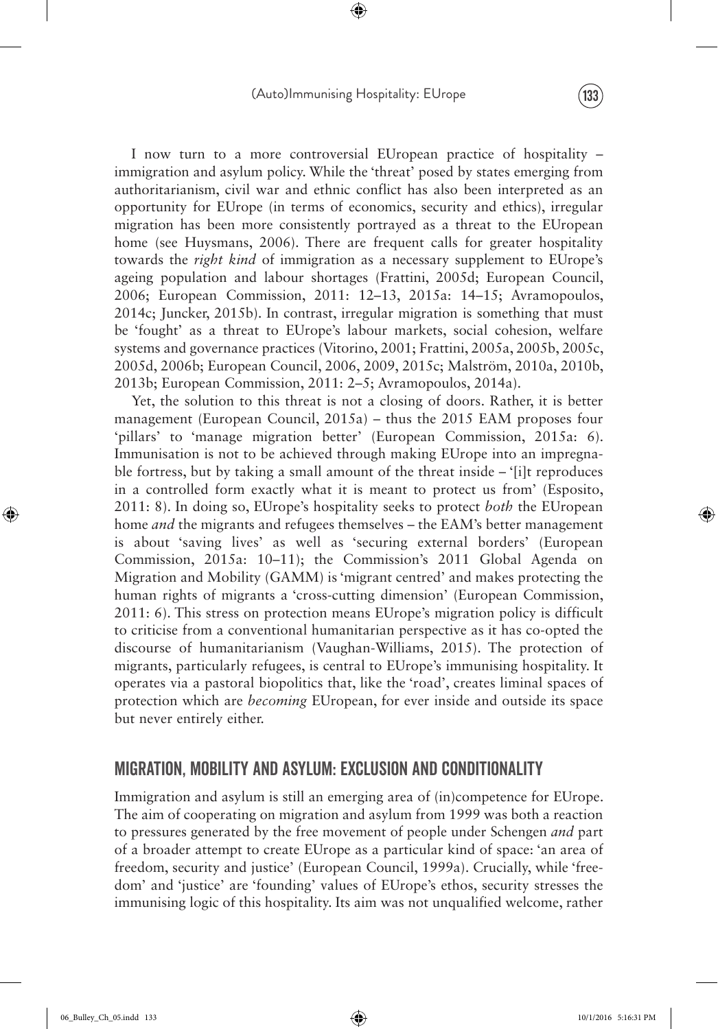I now turn to a more controversial EUropean practice of hospitality – immigration and asylum policy. While the 'threat' posed by states emerging from authoritarianism, civil war and ethnic conflict has also been interpreted as an opportunity for EUrope (in terms of economics, security and ethics), irregular migration has been more consistently portrayed as a threat to the EUropean home (see Huysmans, 2006). There are frequent calls for greater hospitality towards the *right kind* of immigration as a necessary supplement to EUrope's ageing population and labour shortages (Frattini, 2005d; European Council, 2006; European Commission, 2011: 12–13, 2015a: 14–15; Avramopoulos, 2014c; Juncker, 2015b). In contrast, irregular migration is something that must be 'fought' as a threat to EUrope's labour markets, social cohesion, welfare systems and governance practices (Vitorino, 2001; Frattini, 2005a, 2005b, 2005c, 2005d, 2006b; European Council, 2006, 2009, 2015c; Malström, 2010a, 2010b, 2013b; European Commission, 2011: 2–5; Avramopoulos, 2014a).

Yet, the solution to this threat is not a closing of doors. Rather, it is better management (European Council, 2015a) – thus the 2015 EAM proposes four 'pillars' to 'manage migration better' (European Commission, 2015a: 6). Immunisation is not to be achieved through making EUrope into an impregnable fortress, but by taking a small amount of the threat inside – '[i]t reproduces in a controlled form exactly what it is meant to protect us from' (Esposito, 2011: 8). In doing so, EUrope's hospitality seeks to protect *both* the EUropean home *and* the migrants and refugees themselves – the EAM's better management is about 'saving lives' as well as 'securing external borders' (European Commission, 2015a: 10–11); the Commission's 2011 Global Agenda on Migration and Mobility (GAMM) is 'migrant centred' and makes protecting the human rights of migrants a 'cross-cutting dimension' (European Commission, 2011: 6). This stress on protection means EUrope's migration policy is difficult to criticise from a conventional humanitarian perspective as it has co-opted the discourse of humanitarianism (Vaughan-Williams, 2015). The protection of migrants, particularly refugees, is central to EUrope's immunising hospitality. It operates via a pastoral biopolitics that, like the 'road', creates liminal spaces of protection which are *becoming* EUropean, for ever inside and outside its space but never entirely either.

## MIGRATION, MOBILITY AND ASYLUM: EXCLUSION AND CONDITIONALITY

Immigration and asylum is still an emerging area of (in)competence for EUrope. The aim of cooperating on migration and asylum from 1999 was both a reaction to pressures generated by the free movement of people under Schengen *and* part of a broader attempt to create EUrope as a particular kind of space: 'an area of freedom, security and justice' (European Council, 1999a). Crucially, while 'freedom' and 'justice' are 'founding' values of EUrope's ethos, security stresses the immunising logic of this hospitality. Its aim was not unqualified welcome, rather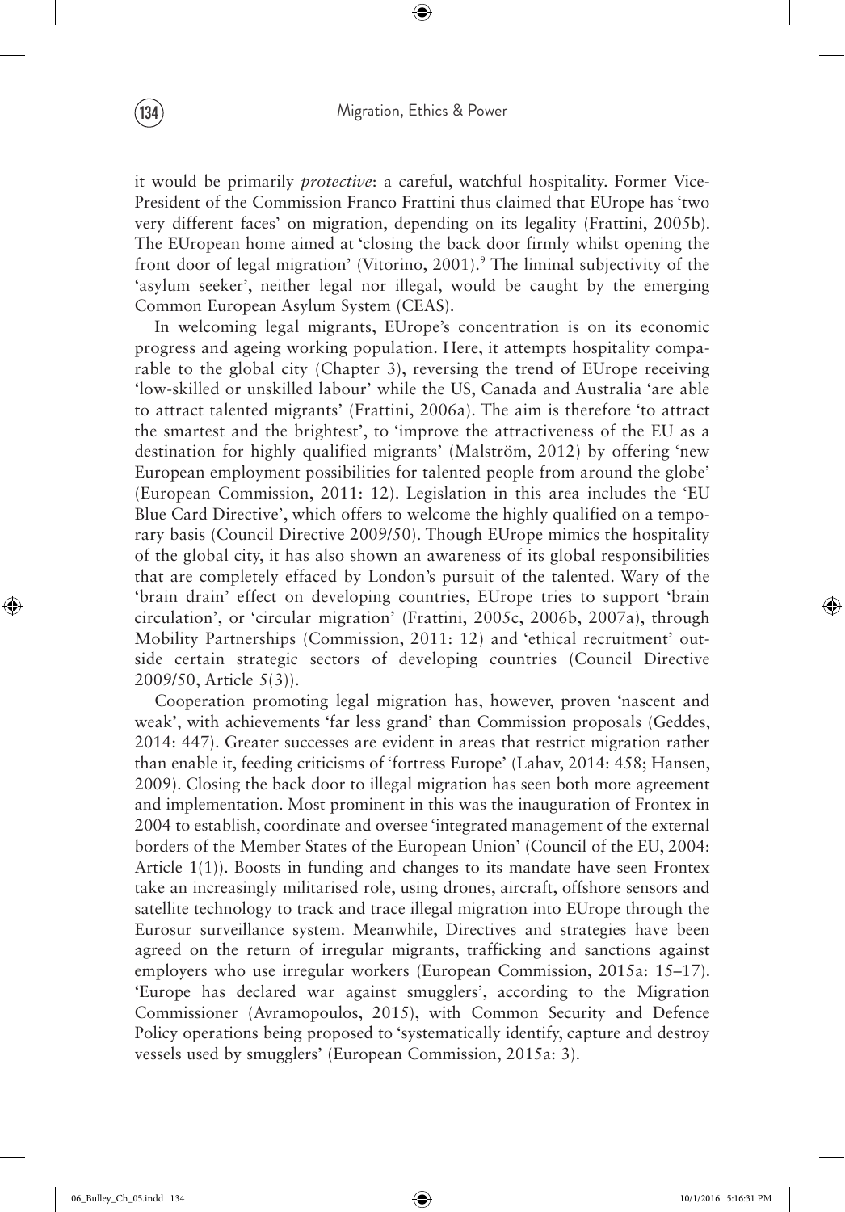it would be primarily *protective*: a careful, watchful hospitality. Former Vice-President of the Commission Franco Frattini thus claimed that EUrope has 'two very different faces' on migration, depending on its legality (Frattini, 2005b). The EUropean home aimed at 'closing the back door firmly whilst opening the front door of legal migration' (Vitorino, 2001).[9] The liminal subjectivity of the 'asylum seeker', neither legal nor illegal, would be caught by the emerging Common European Asylum System (CEAS).

In welcoming legal migrants, EUrope's concentration is on its economic progress and ageing working population. Here, it attempts hospitality comparable to the global city (Chapter 3), reversing the trend of EUrope receiving 'low-skilled or unskilled labour' while the US, Canada and Australia 'are able to attract talented migrants' (Frattini, 2006a). The aim is therefore 'to attract the smartest and the brightest', to 'improve the attractiveness of the EU as a destination for highly qualified migrants' (Malström, 2012) by offering 'new European employment possibilities for talented people from around the globe' (European Commission, 2011: 12). Legislation in this area includes the 'EU Blue Card Directive', which offers to welcome the highly qualified on a temporary basis (Council Directive 2009/50). Though EUrope mimics the hospitality of the global city, it has also shown an awareness of its global responsibilities that are completely effaced by London's pursuit of the talented. Wary of the 'brain drain' effect on developing countries, EUrope tries to support 'brain circulation', or 'circular migration' (Frattini, 2005c, 2006b, 2007a), through Mobility Partnerships (Commission, 2011: 12) and 'ethical recruitment' outside certain strategic sectors of developing countries (Council Directive 2009/50, Article 5(3)).

Cooperation promoting legal migration has, however, proven 'nascent and weak', with achievements 'far less grand' than Commission proposals (Geddes, 2014: 447). Greater successes are evident in areas that restrict migration rather than enable it, feeding criticisms of 'fortress Europe' (Lahav, 2014: 458; Hansen, 2009). Closing the back door to illegal migration has seen both more agreement and implementation. Most prominent in this was the inauguration of Frontex in 2004 to establish, coordinate and oversee 'integrated management of the external borders of the Member States of the European Union' (Council of the EU, 2004: Article 1(1)). Boosts in funding and changes to its mandate have seen Frontex take an increasingly militarised role, using drones, aircraft, offshore sensors and satellite technology to track and trace illegal migration into EUrope through the Eurosur surveillance system. Meanwhile, Directives and strategies have been agreed on the return of irregular migrants, trafficking and sanctions against employers who use irregular workers (European Commission, 2015a: 15–17). 'Europe has declared war against smugglers', according to the Migration Commissioner (Avramopoulos, 2015), with Common Security and Defence Policy operations being proposed to 'systematically identify, capture and destroy vessels used by smugglers' (European Commission, 2015a: 3).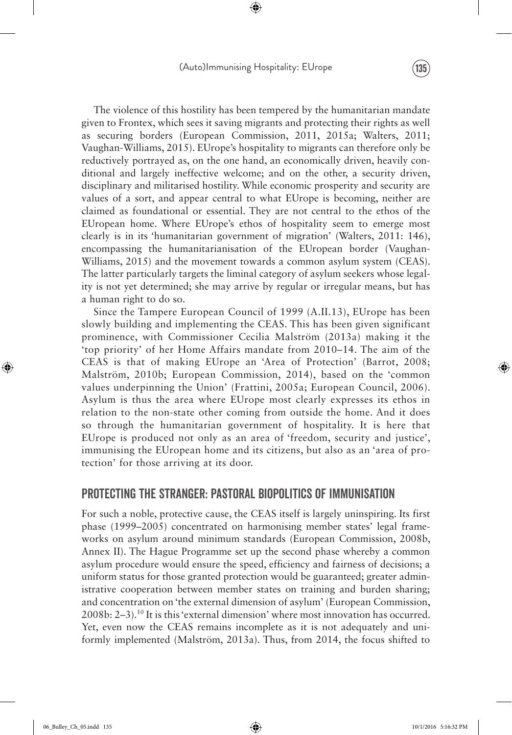The violence of this hostility has been tempered by the humanitarian mandate given to Frontex, which sees it saving migrants and protecting their rights as well as securing borders (European Commission, 2011, 2015a; Walters, 2011; Vaughan-Williams, 2015). EUrope's hospitality to migrants can therefore only be reductively portrayed as, on the one hand, an economically driven, heavily conditional and largely ineffective welcome; and on the other, a security driven, disciplinary and militarised hostility. While economic prosperity and security are values of a sort, and appear central to what EUrope is becoming, neither are claimed as foundational or essential. They are not central to the ethos of the EUropean home. Where EUrope's ethos of hospitality seem to emerge most clearly is in its 'humanitarian government of migration' (Walters, 2011: 146), encompassing the humanitarianisation of the EUropean border (Vaughan-Williams, 2015) and the movement towards a common asylum system (CEAS). The latter particularly targets the liminal category of asylum seekers whose legality is not yet determined; she may arrive by regular or irregular means, but has a human right to do so.

Since the Tampere European Council of 1999 (A.II.13), EUrope has been slowly building and implementing the CEAS. This has been given significant prominence, with Commissioner Cecilia Malström (2013a) making it the 'top priority' of her Home Affairs mandate from 2010–14. The aim of the CEAS is that of making EUrope an 'Area of Protection' (Barrot, 2008; Malström, 2010b; European Commission, 2014), based on the 'common values underpinning the Union' (Frattini, 2005a; European Council, 2006). Asylum is thus the area where EUrope most clearly expresses its ethos in relation to the non-state other coming from outside the home. And it does so through the humanitarian government of hospitality. It is here that EUrope is produced not only as an area of 'freedom, security and justice', immunising the EUropean home and its citizens, but also as an 'area of protection' for those arriving at its door.

## PROTECTING THE STRANGER: PASTORAL BIOPOLITICS OF IMMUNISATION

For such a noble, protective cause, the CEAS itself is largely uninspiring. Its first phase (1999–2005) concentrated on harmonising member states' legal frameworks on asylum around minimum standards (European Commission, 2008b, Annex II). The Hague Programme set up the second phase whereby a common asylum procedure would ensure the speed, efficiency and fairness of decisions; a uniform status for those granted protection would be guaranteed; greater administrative cooperation between member states on training and burden sharing; and concentration on 'the external dimension of asylum' (European Commission, 2008b: 2–3).[10] It is this 'external dimension' where most innovation has occurred. Yet, even now the CEAS remains incomplete as it is not adequately and uniformly implemented (Malström, 2013a). Thus, from 2014, the focus shifted to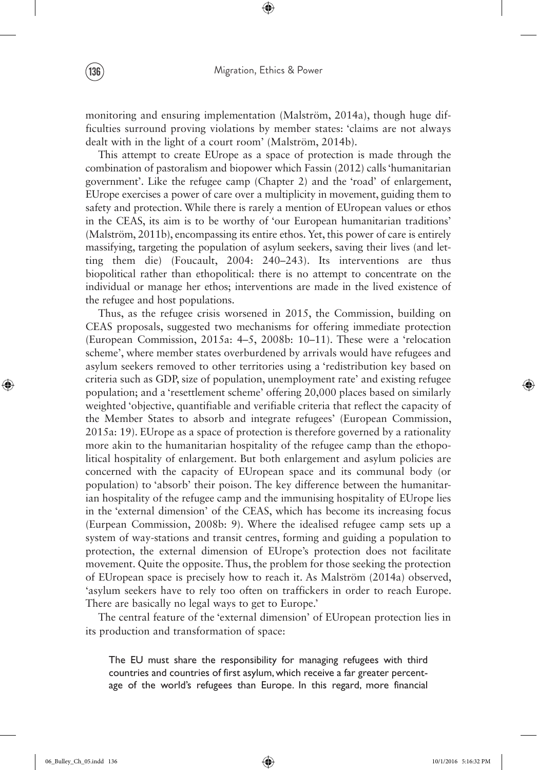monitoring and ensuring implementation (Malström, 2014a), though huge difficulties surround proving violations by member states: 'claims are not always dealt with in the light of a court room' (Malström, 2014b).

This attempt to create EUrope as a space of protection is made through the combination of pastoralism and biopower which Fassin (2012) calls 'humanitarian government'. Like the refugee camp (Chapter 2) and the 'road' of enlargement, EUrope exercises a power of care over a multiplicity in movement, guiding them to safety and protection. While there is rarely a mention of EUropean values or ethos in the CEAS, its aim is to be worthy of 'our European humanitarian traditions' (Malström, 2011b), encompassing its entire ethos. Yet, this power of care is entirely massifying, targeting the population of asylum seekers, saving their lives (and letting them die) (Foucault, 2004: 240–243). Its interventions are thus biopolitical rather than ethopolitical: there is no attempt to concentrate on the individual or manage her ethos; interventions are made in the lived existence of the refugee and host populations.

Thus, as the refugee crisis worsened in 2015, the Commission, building on CEAS proposals, suggested two mechanisms for offering immediate protection (European Commission, 2015a: 4–5, 2008b: 10–11). These were a 'relocation scheme', where member states overburdened by arrivals would have refugees and asylum seekers removed to other territories using a 'redistribution key based on criteria such as GDP, size of population, unemployment rate' and existing refugee population; and a 'resettlement scheme' offering 20,000 places based on similarly weighted 'objective, quantifiable and verifiable criteria that reflect the capacity of the Member States to absorb and integrate refugees' (European Commission, 2015a: 19). EUrope as a space of protection is therefore governed by a rationality more akin to the humanitarian hospitality of the refugee camp than the ethopolitical hospitality of enlargement. But both enlargement and asylum policies are concerned with the capacity of EUropean space and its communal body (or population) to 'absorb' their poison. The key difference between the humanitarian hospitality of the refugee camp and the immunising hospitality of EUrope lies in the 'external dimension' of the CEAS, which has become its increasing focus (Eurpean Commission, 2008b: 9). Where the idealised refugee camp sets up a system of way-stations and transit centres, forming and guiding a population to protection, the external dimension of EUrope's protection does not facilitate movement. Quite the opposite. Thus, the problem for those seeking the protection of EUropean space is precisely how to reach it. As Malström (2014a) observed, 'asylum seekers have to rely too often on traffickers in order to reach Europe. There are basically no legal ways to get to Europe.'

The central feature of the 'external dimension' of EUropean protection lies in its production and transformation of space:

> The EU must share the responsibility for managing refugees with third countries and countries of first asylum, which receive a far greater percentage of the world's refugees than Europe. In this regard, more financial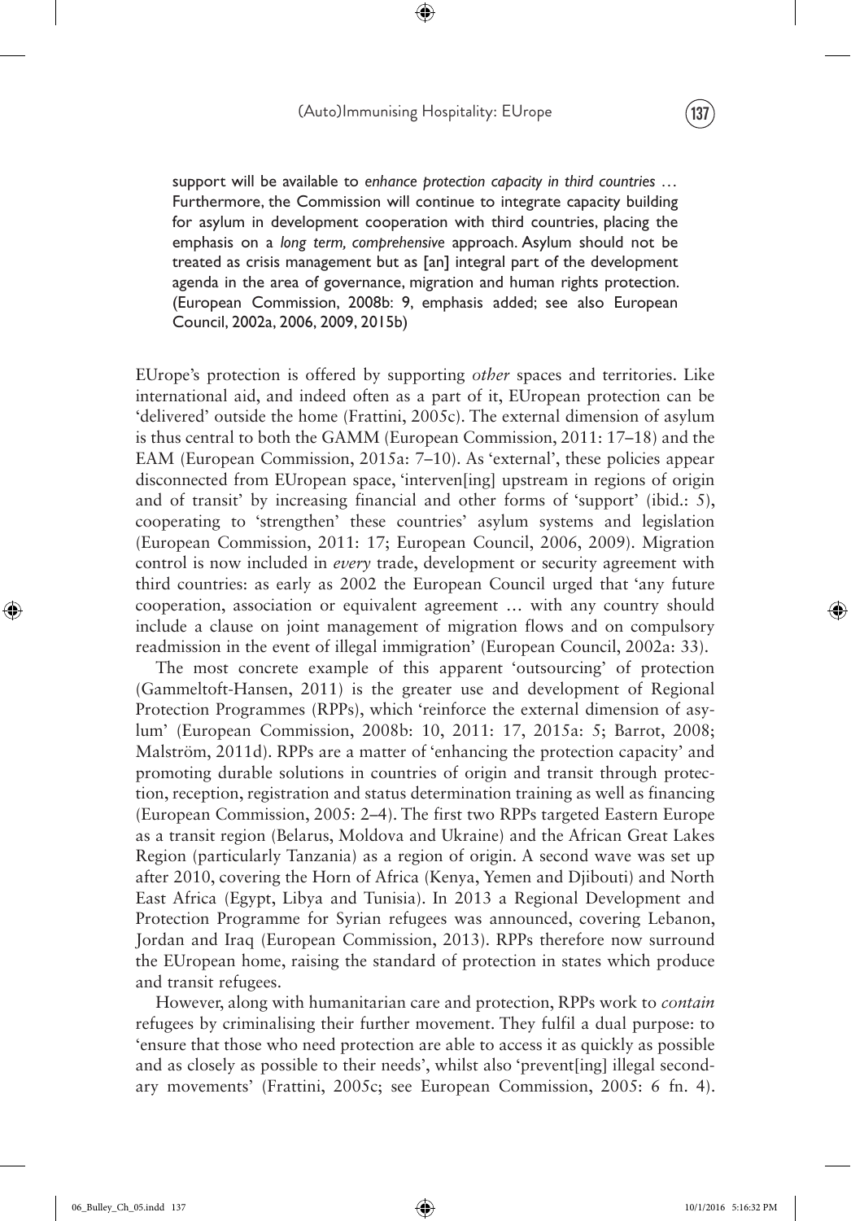> support will be available to *enhance protection capacity in third countries* … Furthermore, the Commission will continue to integrate capacity building for asylum in development cooperation with third countries, placing the emphasis on a *long term, comprehensive* approach. Asylum should not be treated as crisis management but as [an] integral part of the development agenda in the area of governance, migration and human rights protection. (European Commission, 2008b: 9, emphasis added; see also European Council, 2002a, 2006, 2009, 2015b)

EUrope's protection is offered by supporting *other* spaces and territories. Like international aid, and indeed often as a part of it, EUropean protection can be 'delivered' outside the home (Frattini, 2005c). The external dimension of asylum is thus central to both the GAMM (European Commission, 2011: 17–18) and the EAM (European Commission, 2015a: 7–10). As 'external', these policies appear disconnected from EUropean space, 'interven[ing] upstream in regions of origin and of transit' by increasing financial and other forms of 'support' (ibid.: 5), cooperating to 'strengthen' these countries' asylum systems and legislation (European Commission, 2011: 17; European Council, 2006, 2009). Migration control is now included in *every* trade, development or security agreement with third countries: as early as 2002 the European Council urged that 'any future cooperation, association or equivalent agreement … with any country should include a clause on joint management of migration flows and on compulsory readmission in the event of illegal immigration' (European Council, 2002a: 33).

The most concrete example of this apparent 'outsourcing' of protection (Gammeltoft-Hansen, 2011) is the greater use and development of Regional Protection Programmes (RPPs), which 'reinforce the external dimension of asylum' (European Commission, 2008b: 10, 2011: 17, 2015a: 5; Barrot, 2008; Malström, 2011d). RPPs are a matter of 'enhancing the protection capacity' and promoting durable solutions in countries of origin and transit through protection, reception, registration and status determination training as well as financing (European Commission, 2005: 2–4). The first two RPPs targeted Eastern Europe as a transit region (Belarus, Moldova and Ukraine) and the African Great Lakes Region (particularly Tanzania) as a region of origin. A second wave was set up after 2010, covering the Horn of Africa (Kenya, Yemen and Djibouti) and North East Africa (Egypt, Libya and Tunisia). In 2013 a Regional Development and Protection Programme for Syrian refugees was announced, covering Lebanon, Jordan and Iraq (European Commission, 2013). RPPs therefore now surround the EUropean home, raising the standard of protection in states which produce and transit refugees.

However, along with humanitarian care and protection, RPPs work to *contain* refugees by criminalising their further movement. They fulfil a dual purpose: to 'ensure that those who need protection are able to access it as quickly as possible and as closely as possible to their needs', whilst also 'prevent[ing] illegal secondary movements' (Frattini, 2005c; see European Commission, 2005: 6 fn. 4).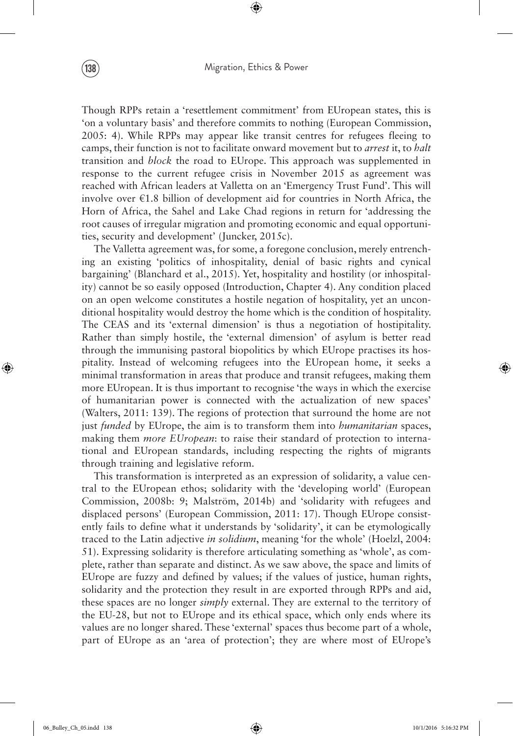Though RPPs retain a 'resettlement commitment' from EUropean states, this is 'on a voluntary basis' and therefore commits to nothing (European Commission, 2005: 4). While RPPs may appear like transit centres for refugees fleeing to camps, their function is not to facilitate onward movement but to *arrest* it, to *halt* transition and *block* the road to EUrope. This approach was supplemented in response to the current refugee crisis in November 2015 as agreement was reached with African leaders at Valletta on an 'Emergency Trust Fund'. This will involve over €1.8 billion of development aid for countries in North Africa, the Horn of Africa, the Sahel and Lake Chad regions in return for 'addressing the root causes of irregular migration and promoting economic and equal opportunities, security and development' (Juncker, 2015c).

The Valletta agreement was, for some, a foregone conclusion, merely entrenching an existing 'politics of inhospitality, denial of basic rights and cynical bargaining' (Blanchard et al., 2015). Yet, hospitality and hostility (or inhospitality) cannot be so easily opposed (Introduction, Chapter 4). Any condition placed on an open welcome constitutes a hostile negation of hospitality, yet an unconditional hospitality would destroy the home which is the condition of hospitality. The CEAS and its 'external dimension' is thus a negotiation of hostipitality. Rather than simply hostile, the 'external dimension' of asylum is better read through the immunising pastoral biopolitics by which EUrope practises its hospitality. Instead of welcoming refugees into the EUropean home, it seeks a minimal transformation in areas that produce and transit refugees, making them more EUropean. It is thus important to recognise 'the ways in which the exercise of humanitarian power is connected with the actualization of new spaces' (Walters, 2011: 139). The regions of protection that surround the home are not just *funded* by EUrope, the aim is to transform them into *humanitarian* spaces, making them *more EUropean*: to raise their standard of protection to international and EUropean standards, including respecting the rights of migrants through training and legislative reform.

This transformation is interpreted as an expression of solidarity, a value central to the EUropean ethos; solidarity with the 'developing world' (European Commission, 2008b: 9; Malström, 2014b) and 'solidarity with refugees and displaced persons' (European Commission, 2011: 17). Though EUrope consistently fails to define what it understands by 'solidarity', it can be etymologically traced to the Latin adjective *in solidium*, meaning 'for the whole' (Hoelzl, 2004: 51). Expressing solidarity is therefore articulating something as 'whole', as complete, rather than separate and distinct. As we saw above, the space and limits of EUrope are fuzzy and defined by values; if the values of justice, human rights, solidarity and the protection they result in are exported through RPPs and aid, these spaces are no longer *simply* external. They are external to the territory of the EU-28, but not to EUrope and its ethical space, which only ends where its values are no longer shared. These 'external' spaces thus become part of a whole, part of EUrope as an 'area of protection'; they are where most of EUrope's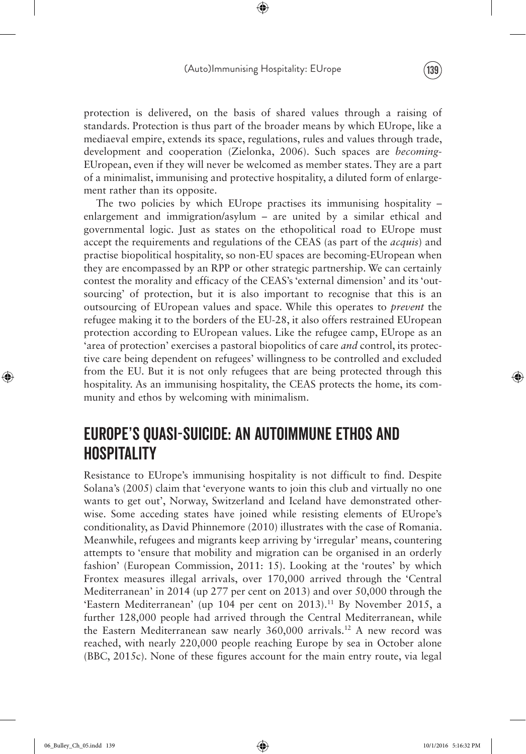protection is delivered, on the basis of shared values through a raising of standards. Protection is thus part of the broader means by which EUrope, like a mediaeval empire, extends its space, regulations, rules and values through trade, development and cooperation (Zielonka, 2006). Such spaces are *becoming*-EUropean, even if they will never be welcomed as member states. They are a part of a minimalist, immunising and protective hospitality, a diluted form of enlargement rather than its opposite.

The two policies by which EUrope practises its immunising hospitality – enlargement and immigration/asylum – are united by a similar ethical and governmental logic. Just as states on the ethopolitical road to EUrope must accept the requirements and regulations of the CEAS (as part of the *acquis*) and practise biopolitical hospitality, so non-EU spaces are becoming-EUropean when they are encompassed by an RPP or other strategic partnership. We can certainly contest the morality and efficacy of the CEAS's 'external dimension' and its 'outsourcing' of protection, but it is also important to recognise that this is an outsourcing of EUropean values and space. While this operates to *prevent* the refugee making it to the borders of the EU-28, it also offers restrained EUropean protection according to EUropean values. Like the refugee camp, EUrope as an 'area of protection' exercises a pastoral biopolitics of care *and* control, its protective care being dependent on refugees' willingness to be controlled and excluded from the EU. But it is not only refugees that are being protected through this hospitality. As an immunising hospitality, the CEAS protects the home, its community and ethos by welcoming with minimalism.

## EUROPE'S QUASI-SUICIDE: AN AUTOIMMUNE ETHOS AND HOSPITALITY

Resistance to EUrope's immunising hospitality is not difficult to find. Despite Solana's (2005) claim that 'everyone wants to join this club and virtually no one wants to get out', Norway, Switzerland and Iceland have demonstrated otherwise. Some acceding states have joined while resisting elements of EUrope's conditionality, as David Phinnemore (2010) illustrates with the case of Romania. Meanwhile, refugees and migrants keep arriving by 'irregular' means, countering attempts to 'ensure that mobility and migration can be organised in an orderly fashion' (European Commission, 2011: 15). Looking at the 'routes' by which Frontex measures illegal arrivals, over 170,000 arrived through the 'Central Mediterranean' in 2014 (up 277 per cent on 2013) and over 50,000 through the 'Eastern Mediterranean' (up 104 per cent on 2013).[11] By November 2015, a further 128,000 people had arrived through the Central Mediterranean, while the Eastern Mediterranean saw nearly 360,000 arrivals.[12] A new record was reached, with nearly 220,000 people reaching Europe by sea in October alone (BBC, 2015c). None of these figures account for the main entry route, via legal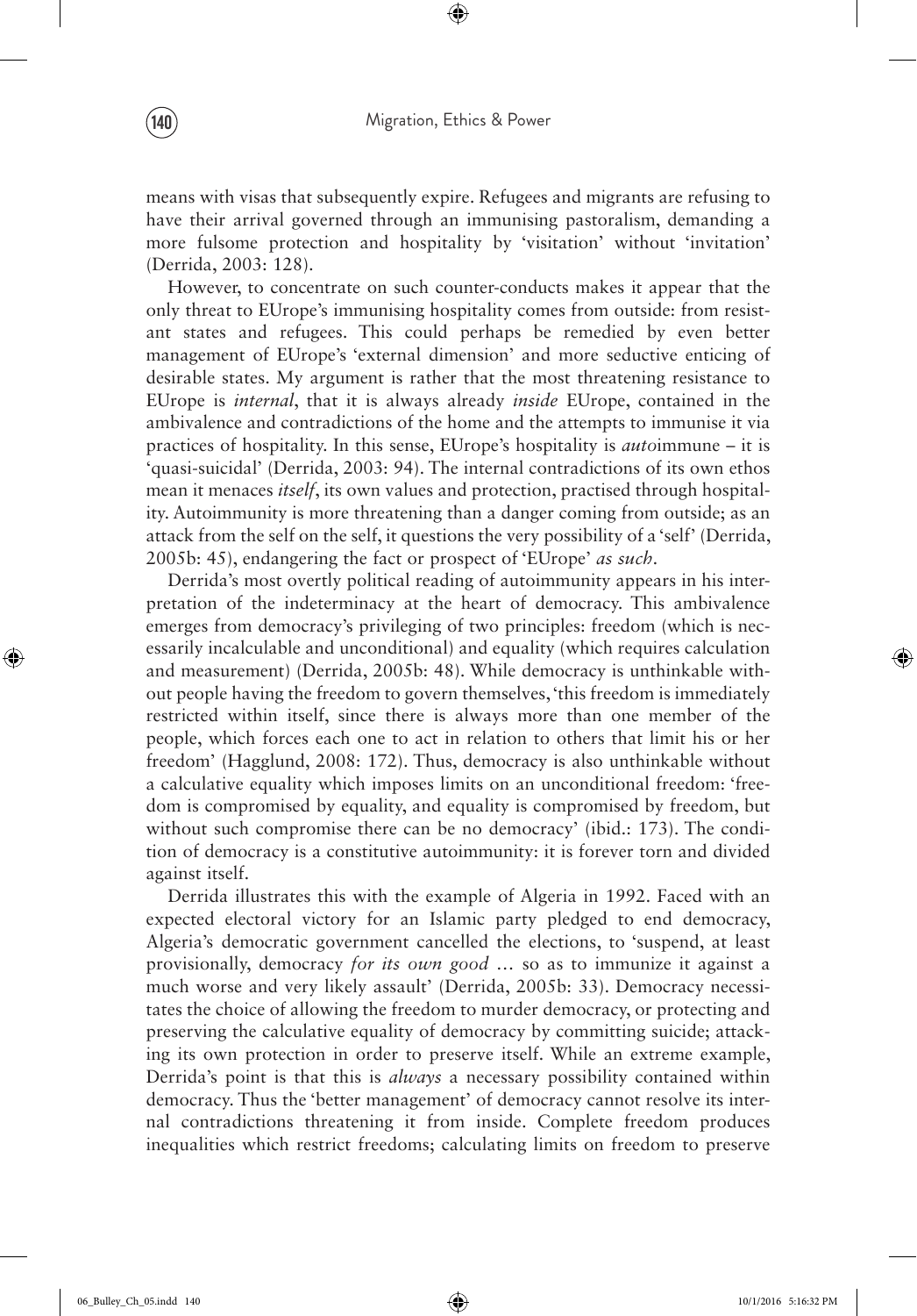means with visas that subsequently expire. Refugees and migrants are refusing to have their arrival governed through an immunising pastoralism, demanding a more fulsome protection and hospitality by 'visitation' without 'invitation' (Derrida, 2003: 128).

However, to concentrate on such counter-conducts makes it appear that the only threat to EUrope's immunising hospitality comes from outside: from resistant states and refugees. This could perhaps be remedied by even better management of EUrope's 'external dimension' and more seductive enticing of desirable states. My argument is rather that the most threatening resistance to EUrope is *internal*, that it is always already *inside* EUrope, contained in the ambivalence and contradictions of the home and the attempts to immunise it via practices of hospitality. In this sense, EUrope's hospitality is *auto*immune – it is 'quasi-suicidal' (Derrida, 2003: 94). The internal contradictions of its own ethos mean it menaces *itself*, its own values and protection, practised through hospitality. Autoimmunity is more threatening than a danger coming from outside; as an attack from the self on the self, it questions the very possibility of a 'self' (Derrida, 2005b: 45), endangering the fact or prospect of 'EUrope' *as such*.

Derrida's most overtly political reading of autoimmunity appears in his interpretation of the indeterminacy at the heart of democracy. This ambivalence emerges from democracy's privileging of two principles: freedom (which is necessarily incalculable and unconditional) and equality (which requires calculation and measurement) (Derrida, 2005b: 48). While democracy is unthinkable without people having the freedom to govern themselves, 'this freedom is immediately restricted within itself, since there is always more than one member of the people, which forces each one to act in relation to others that limit his or her freedom' (Hagglund, 2008: 172). Thus, democracy is also unthinkable without a calculative equality which imposes limits on an unconditional freedom: 'freedom is compromised by equality, and equality is compromised by freedom, but without such compromise there can be no democracy' (ibid.: 173). The condition of democracy is a constitutive autoimmunity: it is forever torn and divided against itself.

Derrida illustrates this with the example of Algeria in 1992. Faced with an expected electoral victory for an Islamic party pledged to end democracy, Algeria's democratic government cancelled the elections, to 'suspend, at least provisionally, democracy *for its own good* … so as to immunize it against a much worse and very likely assault' (Derrida, 2005b: 33). Democracy necessitates the choice of allowing the freedom to murder democracy, or protecting and preserving the calculative equality of democracy by committing suicide; attacking its own protection in order to preserve itself. While an extreme example, Derrida's point is that this is *always* a necessary possibility contained within democracy. Thus the 'better management' of democracy cannot resolve its internal contradictions threatening it from inside. Complete freedom produces inequalities which restrict freedoms; calculating limits on freedom to preserve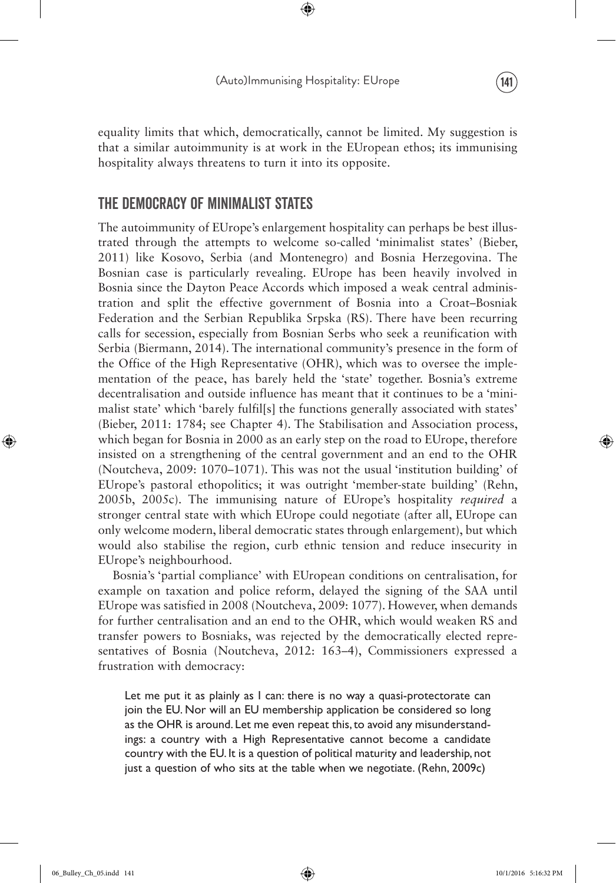equality limits that which, democratically, cannot be limited. My suggestion is that a similar autoimmunity is at work in the EUropean ethos; its immunising hospitality always threatens to turn it into its opposite.

## THE DEMOCRACY OF MINIMALIST STATES

The autoimmunity of EUrope's enlargement hospitality can perhaps be best illustrated through the attempts to welcome so-called 'minimalist states' (Bieber, 2011) like Kosovo, Serbia (and Montenegro) and Bosnia Herzegovina. The Bosnian case is particularly revealing. EUrope has been heavily involved in Bosnia since the Dayton Peace Accords which imposed a weak central administration and split the effective government of Bosnia into a Croat–Bosniak Federation and the Serbian Republika Srpska (RS). There have been recurring calls for secession, especially from Bosnian Serbs who seek a reunification with Serbia (Biermann, 2014). The international community's presence in the form of the Office of the High Representative (OHR), which was to oversee the implementation of the peace, has barely held the 'state' together. Bosnia's extreme decentralisation and outside influence has meant that it continues to be a 'minimalist state' which 'barely fulfil[s] the functions generally associated with states' (Bieber, 2011: 1784; see Chapter 4). The Stabilisation and Association process, which began for Bosnia in 2000 as an early step on the road to EUrope, therefore insisted on a strengthening of the central government and an end to the OHR (Noutcheva, 2009: 1070–1071). This was not the usual 'institution building' of EUrope's pastoral ethopolitics; it was outright 'member-state building' (Rehn, 2005b, 2005c). The immunising nature of EUrope's hospitality *required* a stronger central state with which EUrope could negotiate (after all, EUrope can only welcome modern, liberal democratic states through enlargement), but which would also stabilise the region, curb ethnic tension and reduce insecurity in EUrope's neighbourhood.

Bosnia's 'partial compliance' with EUropean conditions on centralisation, for example on taxation and police reform, delayed the signing of the SAA until EUrope was satisfied in 2008 (Noutcheva, 2009: 1077). However, when demands for further centralisation and an end to the OHR, which would weaken RS and transfer powers to Bosniaks, was rejected by the democratically elected representatives of Bosnia (Noutcheva, 2012: 163–4), Commissioners expressed a frustration with democracy:

> Let me put it as plainly as I can: there is no way a quasi-protectorate can join the EU. Nor will an EU membership application be considered so long as the OHR is around. Let me even repeat this, to avoid any misunderstandings: a country with a High Representative cannot become a candidate country with the EU. It is a question of political maturity and leadership, not just a question of who sits at the table when we negotiate. (Rehn, 2009c)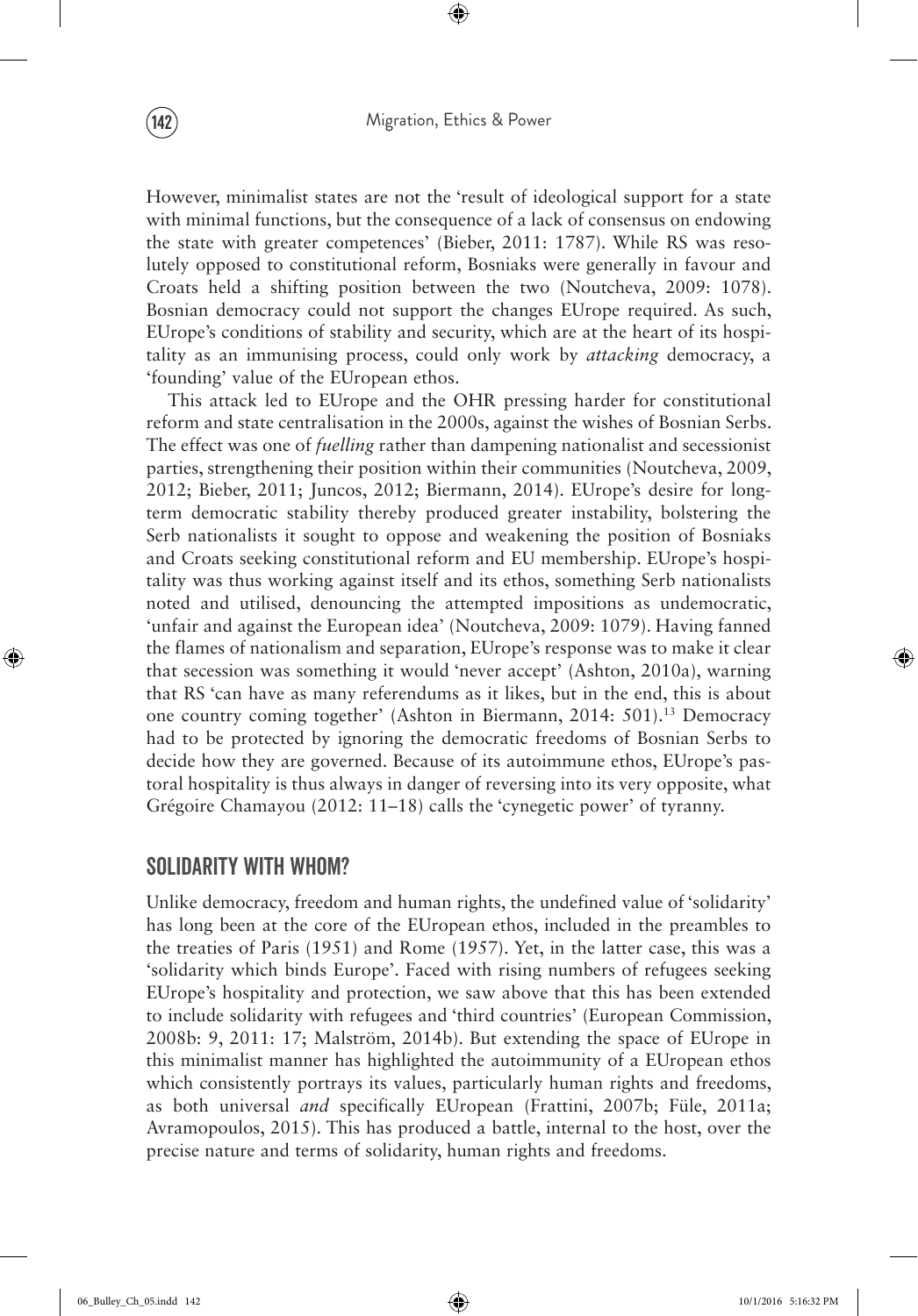However, minimalist states are not the 'result of ideological support for a state with minimal functions, but the consequence of a lack of consensus on endowing the state with greater competences' (Bieber, 2011: 1787). While RS was resolutely opposed to constitutional reform, Bosniaks were generally in favour and Croats held a shifting position between the two (Noutcheva, 2009: 1078). Bosnian democracy could not support the changes EUrope required. As such, EUrope's conditions of stability and security, which are at the heart of its hospitality as an immunising process, could only work by *attacking* democracy, a 'founding' value of the EUropean ethos.

This attack led to EUrope and the OHR pressing harder for constitutional reform and state centralisation in the 2000s, against the wishes of Bosnian Serbs. The effect was one of *fuelling* rather than dampening nationalist and secessionist parties, strengthening their position within their communities (Noutcheva, 2009, 2012; Bieber, 2011; Juncos, 2012; Biermann, 2014). EUrope's desire for long-term democratic stability thereby produced greater instability, bolstering the Serb nationalists it sought to oppose and weakening the position of Bosniaks and Croats seeking constitutional reform and EU membership. EUrope's hospitality was thus working against itself and its ethos, something Serb nationalists noted and utilised, denouncing the attempted impositions as undemocratic, 'unfair and against the European idea' (Noutcheva, 2009: 1079). Having fanned the flames of nationalism and separation, EUrope's response was to make it clear that secession was something it would 'never accept' (Ashton, 2010a), warning that RS 'can have as many referendums as it likes, but in the end, this is about one country coming together' (Ashton in Biermann, 2014: 501).[13] Democracy had to be protected by ignoring the democratic freedoms of Bosnian Serbs to decide how they are governed. Because of its autoimmune ethos, EUrope's pastoral hospitality is thus always in danger of reversing into its very opposite, what Grégoire Chamayou (2012: 11–18) calls the 'cynegetic power' of tyranny.

## SOLIDARITY WITH WHOM?

Unlike democracy, freedom and human rights, the undefined value of 'solidarity' has long been at the core of the EUropean ethos, included in the preambles to the treaties of Paris (1951) and Rome (1957). Yet, in the latter case, this was a 'solidarity which binds Europe'. Faced with rising numbers of refugees seeking EUrope's hospitality and protection, we saw above that this has been extended to include solidarity with refugees and 'third countries' (European Commission, 2008b: 9, 2011: 17; Malström, 2014b). But extending the space of EUrope in this minimalist manner has highlighted the autoimmunity of a EUropean ethos which consistently portrays its values, particularly human rights and freedoms, as both universal *and* specifically EUropean (Frattini, 2007b; Füle, 2011a; Avramopoulos, 2015). This has produced a battle, internal to the host, over the precise nature and terms of solidarity, human rights and freedoms.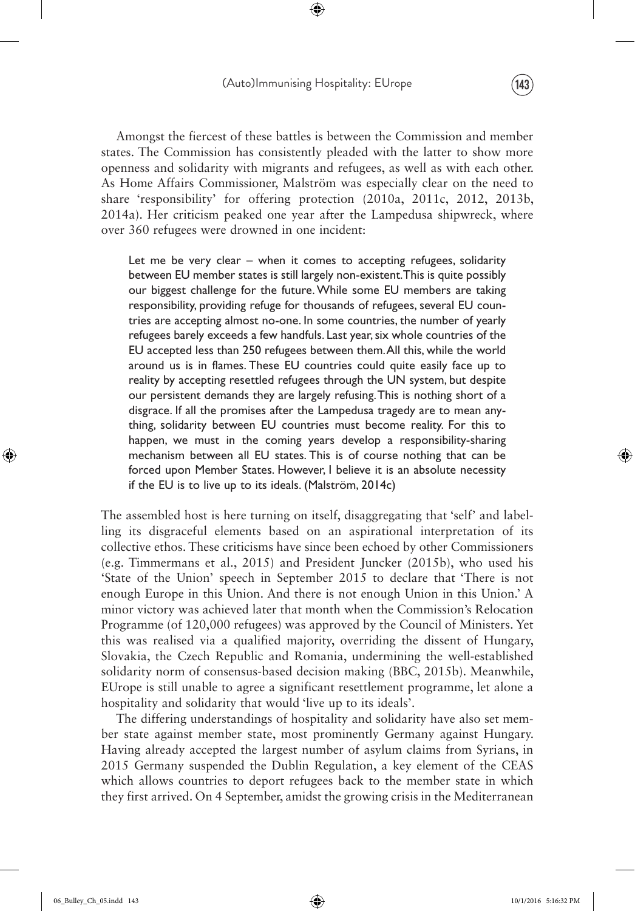Amongst the fiercest of these battles is between the Commission and member states. The Commission has consistently pleaded with the latter to show more openness and solidarity with migrants and refugees, as well as with each other. As Home Affairs Commissioner, Malström was especially clear on the need to share 'responsibility' for offering protection (2010a, 2011c, 2012, 2013b, 2014a). Her criticism peaked one year after the Lampedusa shipwreck, where over 360 refugees were drowned in one incident:

> Let me be very clear – when it comes to accepting refugees, solidarity between EU member states is still largely non-existent. This is quite possibly our biggest challenge for the future. While some EU members are taking responsibility, providing refuge for thousands of refugees, several EU countries are accepting almost no-one. In some countries, the number of yearly refugees barely exceeds a few handfuls. Last year, six whole countries of the EU accepted less than 250 refugees between them. All this, while the world around us is in flames. These EU countries could quite easily face up to reality by accepting resettled refugees through the UN system, but despite our persistent demands they are largely refusing. This is nothing short of a disgrace. If all the promises after the Lampedusa tragedy are to mean anything, solidarity between EU countries must become reality. For this to happen, we must in the coming years develop a responsibility-sharing mechanism between all EU states. This is of course nothing that can be forced upon Member States. However, I believe it is an absolute necessity if the EU is to live up to its ideals. (Malström, 2014c)

The assembled host is here turning on itself, disaggregating that 'self' and labelling its disgraceful elements based on an aspirational interpretation of its collective ethos. These criticisms have since been echoed by other Commissioners (e.g. Timmermans et al., 2015) and President Juncker (2015b), who used his 'State of the Union' speech in September 2015 to declare that 'There is not enough Europe in this Union. And there is not enough Union in this Union.' A minor victory was achieved later that month when the Commission's Relocation Programme (of 120,000 refugees) was approved by the Council of Ministers. Yet this was realised via a qualified majority, overriding the dissent of Hungary, Slovakia, the Czech Republic and Romania, undermining the well-established solidarity norm of consensus-based decision making (BBC, 2015b). Meanwhile, EUrope is still unable to agree a significant resettlement programme, let alone a hospitality and solidarity that would 'live up to its ideals'.

The differing understandings of hospitality and solidarity have also set member state against member state, most prominently Germany against Hungary. Having already accepted the largest number of asylum claims from Syrians, in 2015 Germany suspended the Dublin Regulation, a key element of the CEAS which allows countries to deport refugees back to the member state in which they first arrived. On 4 September, amidst the growing crisis in the Mediterranean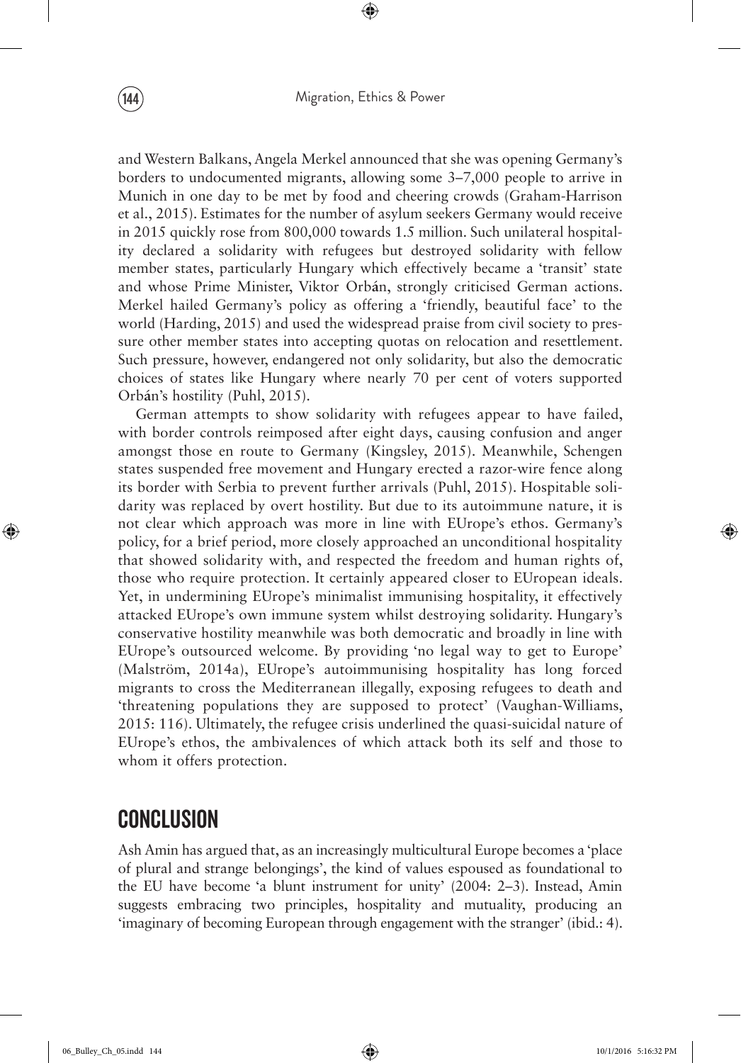and Western Balkans, Angela Merkel announced that she was opening Germany's borders to undocumented migrants, allowing some 3–7,000 people to arrive in Munich in one day to be met by food and cheering crowds (Graham-Harrison et al., 2015). Estimates for the number of asylum seekers Germany would receive in 2015 quickly rose from 800,000 towards 1.5 million. Such unilateral hospitality declared a solidarity with refugees but destroyed solidarity with fellow member states, particularly Hungary which effectively became a 'transit' state and whose Prime Minister, Viktor Orbán, strongly criticised German actions. Merkel hailed Germany's policy as offering a 'friendly, beautiful face' to the world (Harding, 2015) and used the widespread praise from civil society to pressure other member states into accepting quotas on relocation and resettlement. Such pressure, however, endangered not only solidarity, but also the democratic choices of states like Hungary where nearly 70 per cent of voters supported Orbán's hostility (Puhl, 2015).

German attempts to show solidarity with refugees appear to have failed, with border controls reimposed after eight days, causing confusion and anger amongst those en route to Germany (Kingsley, 2015). Meanwhile, Schengen states suspended free movement and Hungary erected a razor-wire fence along its border with Serbia to prevent further arrivals (Puhl, 2015). Hospitable solidarity was replaced by overt hostility. But due to its autoimmune nature, it is not clear which approach was more in line with EUrope's ethos. Germany's policy, for a brief period, more closely approached an unconditional hospitality that showed solidarity with, and respected the freedom and human rights of, those who require protection. It certainly appeared closer to EUropean ideals. Yet, in undermining EUrope's minimalist immunising hospitality, it effectively attacked EUrope's own immune system whilst destroying solidarity. Hungary's conservative hostility meanwhile was both democratic and broadly in line with EUrope's outsourced welcome. By providing 'no legal way to get to Europe' (Malström, 2014a), EUrope's autoimmunising hospitality has long forced migrants to cross the Mediterranean illegally, exposing refugees to death and 'threatening populations they are supposed to protect' (Vaughan-Williams, 2015: 116). Ultimately, the refugee crisis underlined the quasi-suicidal nature of EUrope's ethos, the ambivalences of which attack both its self and those to whom it offers protection.

## CONCLUSION

Ash Amin has argued that, as an increasingly multicultural Europe becomes a 'place of plural and strange belongings', the kind of values espoused as foundational to the EU have become 'a blunt instrument for unity' (2004: 2–3). Instead, Amin suggests embracing two principles, hospitality and mutuality, producing an 'imaginary of becoming European through engagement with the stranger' (ibid.: 4).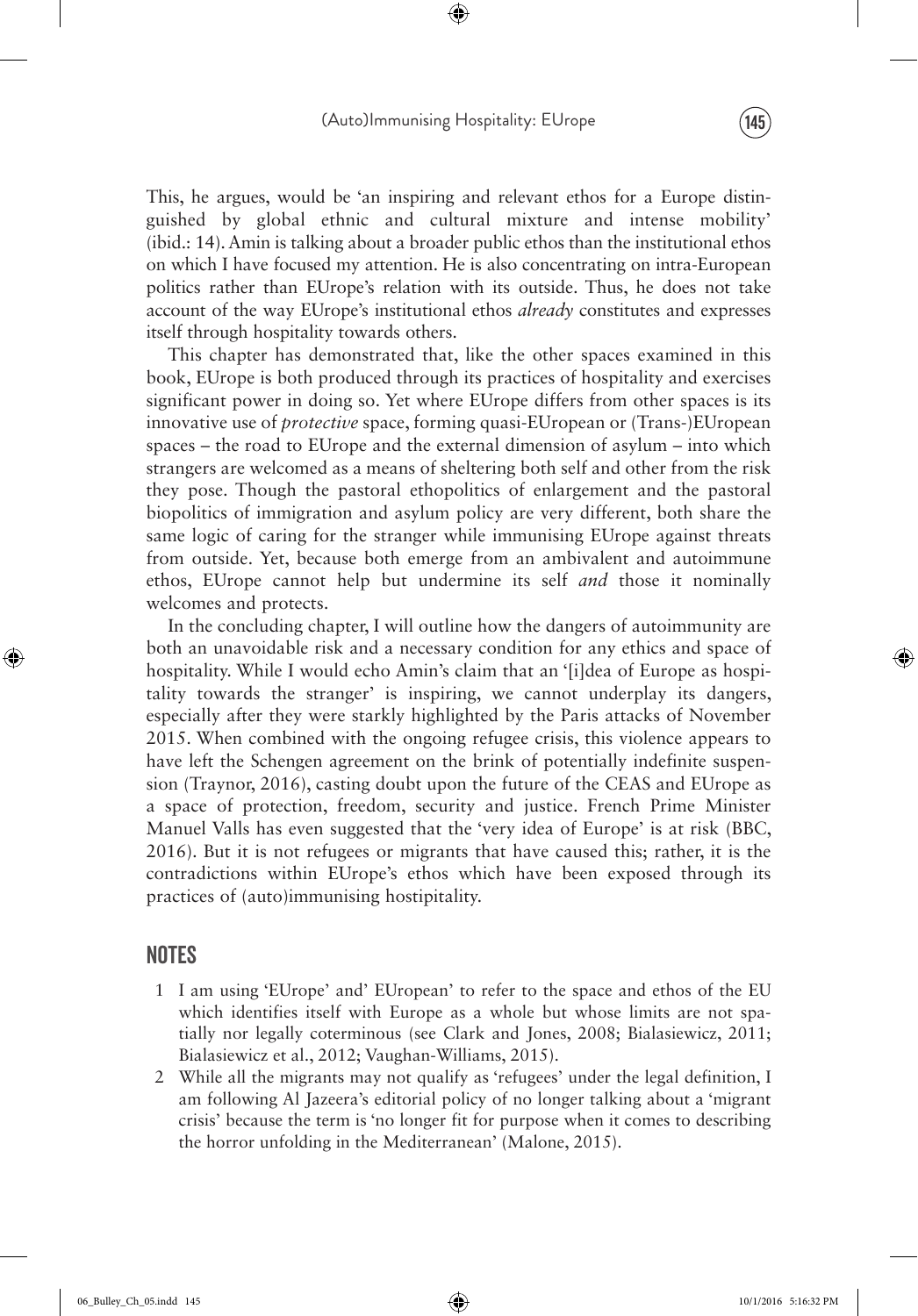This, he argues, would be 'an inspiring and relevant ethos for a Europe distinguished by global ethnic and cultural mixture and intense mobility' (ibid.: 14). Amin is talking about a broader public ethos than the institutional ethos on which I have focused my attention. He is also concentrating on intra-European politics rather than EUrope's relation with its outside. Thus, he does not take account of the way EUrope's institutional ethos *already* constitutes and expresses itself through hospitality towards others.

This chapter has demonstrated that, like the other spaces examined in this book, EUrope is both produced through its practices of hospitality and exercises significant power in doing so. Yet where EUrope differs from other spaces is its innovative use of *protective* space, forming quasi-EUropean or (Trans-)EUropean spaces – the road to EUrope and the external dimension of asylum – into which strangers are welcomed as a means of sheltering both self and other from the risk they pose. Though the pastoral ethopolitics of enlargement and the pastoral biopolitics of immigration and asylum policy are very different, both share the same logic of caring for the stranger while immunising EUrope against threats from outside. Yet, because both emerge from an ambivalent and autoimmune ethos, EUrope cannot help but undermine its self *and* those it nominally welcomes and protects.

In the concluding chapter, I will outline how the dangers of autoimmunity are both an unavoidable risk and a necessary condition for any ethics and space of hospitality. While I would echo Amin's claim that an '[i]dea of Europe as hospitality towards the stranger' is inspiring, we cannot underplay its dangers, especially after they were starkly highlighted by the Paris attacks of November 2015. When combined with the ongoing refugee crisis, this violence appears to have left the Schengen agreement on the brink of potentially indefinite suspension (Traynor, 2016), casting doubt upon the future of the CEAS and EUrope as a space of protection, freedom, security and justice. French Prime Minister Manuel Valls has even suggested that the 'very idea of Europe' is at risk (BBC, 2016). But it is not refugees or migrants that have caused this; rather, it is the contradictions within EUrope's ethos which have been exposed through its practices of (auto)immunising hostipitality.

## NOTES

1. I am using 'EUrope' and' EUropean' to refer to the space and ethos of the EU which identifies itself with Europe as a whole but whose limits are not spatially nor legally coterminous (see Clark and Jones, 2008; Bialasiewicz, 2011; Bialasiewicz et al., 2012; Vaughan-Williams, 2015).
2. While all the migrants may not qualify as 'refugees' under the legal definition, I am following Al Jazeera's editorial policy of no longer talking about a 'migrant crisis' because the term is 'no longer fit for purpose when it comes to describing the horror unfolding in the Mediterranean' (Malone, 2015).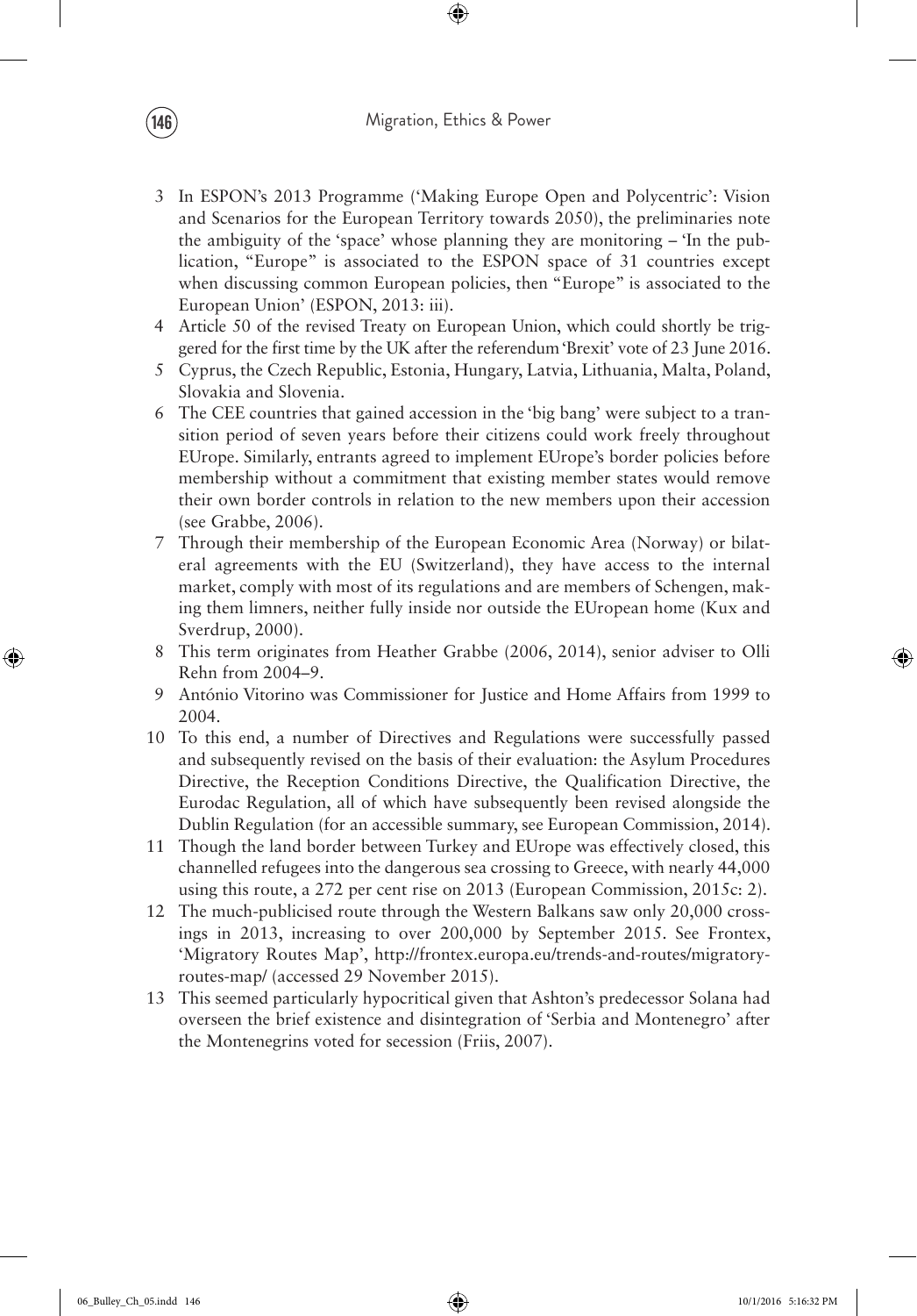3 In ESPON's 2013 Programme ('Making Europe Open and Polycentric': Vision and Scenarios for the European Territory towards 2050), the preliminaries note the ambiguity of the 'space' whose planning they are monitoring – 'In the publication, "Europe" is associated to the ESPON space of 31 countries except when discussing common European policies, then "Europe" is associated to the European Union' (ESPON, 2013: iii).

4 Article 50 of the revised Treaty on European Union, which could shortly be triggered for the first time by the UK after the referendum 'Brexit' vote of 23 June 2016.

5 Cyprus, the Czech Republic, Estonia, Hungary, Latvia, Lithuania, Malta, Poland, Slovakia and Slovenia.

6 The CEE countries that gained accession in the 'big bang' were subject to a transition period of seven years before their citizens could work freely throughout EUrope. Similarly, entrants agreed to implement EUrope's border policies before membership without a commitment that existing member states would remove their own border controls in relation to the new members upon their accession (see Grabbe, 2006).

7 Through their membership of the European Economic Area (Norway) or bilateral agreements with the EU (Switzerland), they have access to the internal market, comply with most of its regulations and are members of Schengen, making them limners, neither fully inside nor outside the EUropean home (Kux and Sverdrup, 2000).

8 This term originates from Heather Grabbe (2006, 2014), senior adviser to Olli Rehn from 2004–9.

9 António Vitorino was Commissioner for Justice and Home Affairs from 1999 to 2004.

10 To this end, a number of Directives and Regulations were successfully passed and subsequently revised on the basis of their evaluation: the Asylum Procedures Directive, the Reception Conditions Directive, the Qualification Directive, the Eurodac Regulation, all of which have subsequently been revised alongside the Dublin Regulation (for an accessible summary, see European Commission, 2014).

11 Though the land border between Turkey and EUrope was effectively closed, this channelled refugees into the dangerous sea crossing to Greece, with nearly 44,000 using this route, a 272 per cent rise on 2013 (European Commission, 2015c: 2).

12 The much-publicised route through the Western Balkans saw only 20,000 crossings in 2013, increasing to over 200,000 by September 2015. See Frontex, 'Migratory Routes Map', http://frontex.europa.eu/trends-and-routes/migratory-routes-map/ (accessed 29 November 2015).

13 This seemed particularly hypocritical given that Ashton's predecessor Solana had overseen the brief existence and disintegration of 'Serbia and Montenegro' after the Montenegrins voted for secession (Friis, 2007).